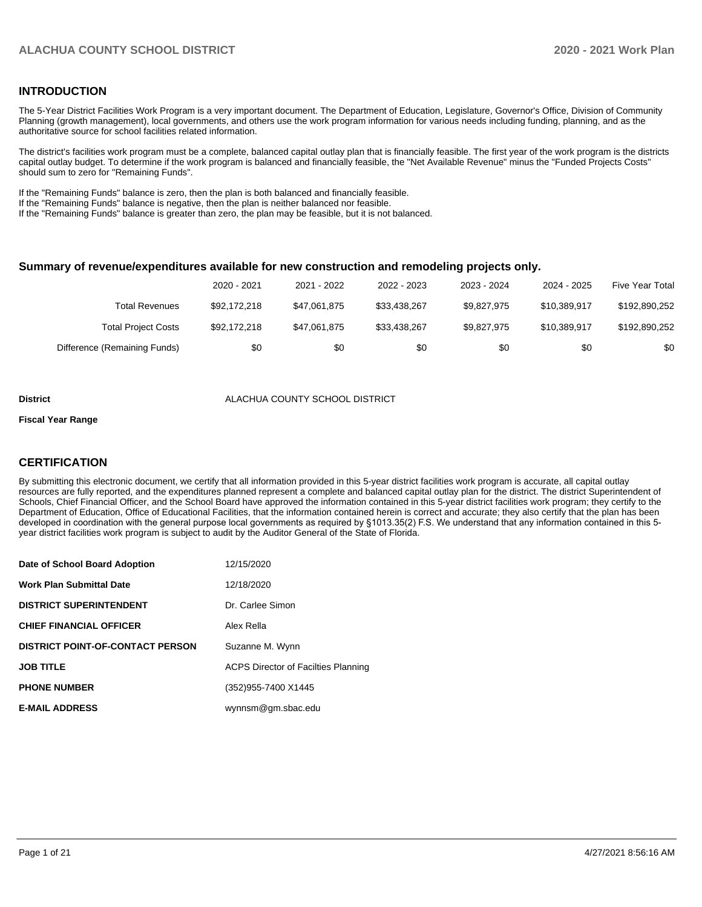## INTRODUCTION

The 5-Year District Facilities Work Program is a very important document. The Department of Education, Legislature, Governor's Office, Division of Community Planning (growth management), local governments, and others use the work program information for various needs including funding, planning, and as the authoritative source for school facilities related information.

The district's facilities work program must be a complete, balanced capital outlay plan that is financially feasible. The first year of the work program is the districts capital outlay budget. To determine if the work program is balanced and financially feasible, the "Net Available Revenue" minus the "Funded Projects Costs" should sum to zero for "Remaining Funds".

If the "Remaining Funds" balance is zero, then the plan is both balanced and financially feasible.
If the "Remaining Funds" balance is negative, then the plan is neither balanced nor feasible.
If the "Remaining Funds" balance is greater than zero, the plan may be feasible, but it is not balanced.

### Summary of revenue/expenditures available for new construction and remodeling projects only.

| | 2020 - 2021 | 2021 - 2022 | 2022 - 2023 | 2023 - 2024 | 2024 - 2025 | Five Year Total |
|---|---|---|---|---|---|---|
| Total Revenues | $92,172,218 | $47,061,875 | $33,438,267 | $9,827,975 | $10,389,917 | $192,890,252 |
| Total Project Costs | $92,172,218 | $47,061,875 | $33,438,267 | $9,827,975 | $10,389,917 | $192,890,252 |
| Difference (Remaining Funds) | $0 | $0 | $0 | $0 | $0 | $0 |

**District** ALACHUA COUNTY SCHOOL DISTRICT

**Fiscal Year Range**

## CERTIFICATION

By submitting this electronic document, we certify that all information provided in this 5-year district facilities work program is accurate, all capital outlay resources are fully reported, and the expenditures planned represent a complete and balanced capital outlay plan for the district. The district Superintendent of Schools, Chief Financial Officer, and the School Board have approved the information contained in this 5-year district facilities work program; they certify to the Department of Education, Office of Educational Facilities, that the information contained herein is correct and accurate; they also certify that the plan has been developed in coordination with the general purpose local governments as required by §1013.35(2) F.S. We understand that any information contained in this 5-year district facilities work program is subject to audit by the Auditor General of the State of Florida.

| | |
|---|---|
| **Date of School Board Adoption** | 12/15/2020 |
| **Work Plan Submittal Date** | 12/18/2020 |
| **DISTRICT SUPERINTENDENT** | Dr. Carlee Simon |
| **CHIEF FINANCIAL OFFICER** | Alex Rella |
| **DISTRICT POINT-OF-CONTACT PERSON** | Suzanne M. Wynn |
| **JOB TITLE** | ACPS Director of Facilties Planning |
| **PHONE NUMBER** | (352)955-7400 X1445 |
| **E-MAIL ADDRESS** | wynnsm@gm.sbac.edu |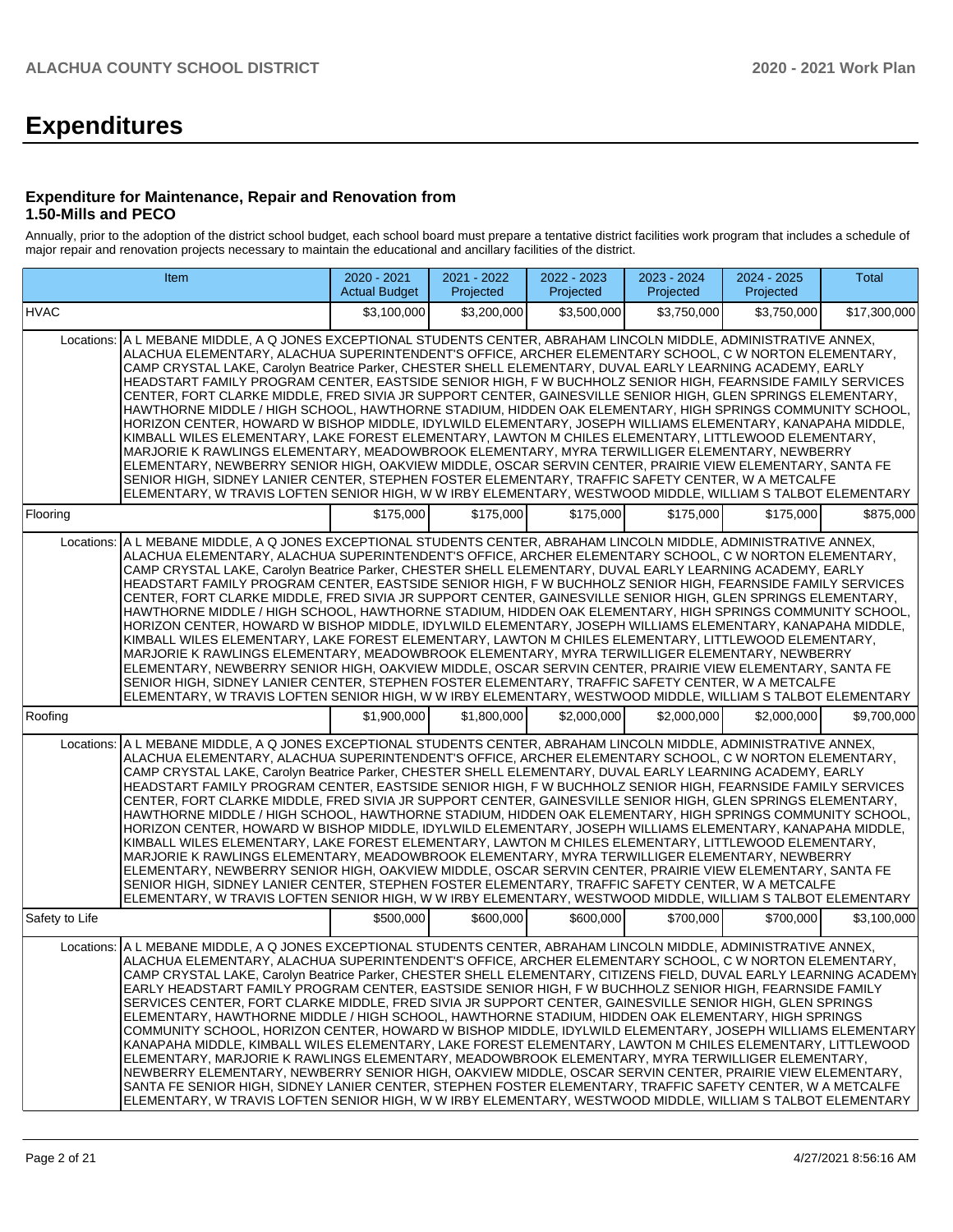# Expenditures

### Expenditure for Maintenance, Repair and Renovation from 1.50-Mills and PECO

Annually, prior to the adoption of the district school budget, each school board must prepare a tentative district facilities work program that includes a schedule of major repair and renovation projects necessary to maintain the educational and ancillary facilities of the district.

| Item | | 2020 - 2021 Actual Budget | 2021 - 2022 Projected | 2022 - 2023 Projected | 2023 - 2024 Projected | 2024 - 2025 Projected | Total |
|---|---|---|---|---|---|---|---|
| HVAC | | $3,100,000 | $3,200,000 | $3,500,000 | $3,750,000 | $3,750,000 | $17,300,000 |
| Locations: | A L MEBANE MIDDLE, A Q JONES EXCEPTIONAL STUDENTS CENTER, ABRAHAM LINCOLN MIDDLE, ADMINISTRATIVE ANNEX, ALACHUA ELEMENTARY, ALACHUA SUPERINTENDENT'S OFFICE, ARCHER ELEMENTARY SCHOOL, C W NORTON ELEMENTARY, CAMP CRYSTAL LAKE, Carolyn Beatrice Parker, CHESTER SHELL ELEMENTARY, DUVAL EARLY LEARNING ACADEMY, EARLY HEADSTART FAMILY PROGRAM CENTER, EASTSIDE SENIOR HIGH, F W BUCHHOLZ SENIOR HIGH, FEARNSIDE FAMILY SERVICES CENTER, FORT CLARKE MIDDLE, FRED SIVIA JR SUPPORT CENTER, GAINESVILLE SENIOR HIGH, GLEN SPRINGS ELEMENTARY, HAWTHORNE MIDDLE / HIGH SCHOOL, HAWTHORNE STADIUM, HIDDEN OAK ELEMENTARY, HIGH SPRINGS COMMUNITY SCHOOL, HORIZON CENTER, HOWARD W BISHOP MIDDLE, IDYLWILD ELEMENTARY, JOSEPH WILLIAMS ELEMENTARY, KANAPAHA MIDDLE, KIMBALL WILES ELEMENTARY, LAKE FOREST ELEMENTARY, LAWTON M CHILES ELEMENTARY, LITTLEWOOD ELEMENTARY, MARJORIE K RAWLINGS ELEMENTARY, MEADOWBROOK ELEMENTARY, MYRA TERWILLIGER ELEMENTARY, NEWBERRY ELEMENTARY, NEWBERRY SENIOR HIGH, OAKVIEW MIDDLE, OSCAR SERVIN CENTER, PRAIRIE VIEW ELEMENTARY, SANTA FE SENIOR HIGH, SIDNEY LANIER CENTER, STEPHEN FOSTER ELEMENTARY, TRAFFIC SAFETY CENTER, W A METCALFE ELEMENTARY, W TRAVIS LOFTEN SENIOR HIGH, W W IRBY ELEMENTARY, WESTWOOD MIDDLE, WILLIAM S TALBOT ELEMENTARY | | | | | | |
| Flooring | | $175,000 | $175,000 | $175,000 | $175,000 | $175,000 | $875,000 |
| Locations: | A L MEBANE MIDDLE, A Q JONES EXCEPTIONAL STUDENTS CENTER, ABRAHAM LINCOLN MIDDLE, ADMINISTRATIVE ANNEX, ALACHUA ELEMENTARY, ALACHUA SUPERINTENDENT'S OFFICE, ARCHER ELEMENTARY SCHOOL, C W NORTON ELEMENTARY, CAMP CRYSTAL LAKE, Carolyn Beatrice Parker, CHESTER SHELL ELEMENTARY, DUVAL EARLY LEARNING ACADEMY, EARLY HEADSTART FAMILY PROGRAM CENTER, EASTSIDE SENIOR HIGH, F W BUCHHOLZ SENIOR HIGH, FEARNSIDE FAMILY SERVICES CENTER, FORT CLARKE MIDDLE, FRED SIVIA JR SUPPORT CENTER, GAINESVILLE SENIOR HIGH, GLEN SPRINGS ELEMENTARY, HAWTHORNE MIDDLE / HIGH SCHOOL, HAWTHORNE STADIUM, HIDDEN OAK ELEMENTARY, HIGH SPRINGS COMMUNITY SCHOOL, HORIZON CENTER, HOWARD W BISHOP MIDDLE, IDYLWILD ELEMENTARY, JOSEPH WILLIAMS ELEMENTARY, KANAPAHA MIDDLE, KIMBALL WILES ELEMENTARY, LAKE FOREST ELEMENTARY, LAWTON M CHILES ELEMENTARY, LITTLEWOOD ELEMENTARY, MARJORIE K RAWLINGS ELEMENTARY, MEADOWBROOK ELEMENTARY, MYRA TERWILLIGER ELEMENTARY, NEWBERRY ELEMENTARY, NEWBERRY SENIOR HIGH, OAKVIEW MIDDLE, OSCAR SERVIN CENTER, PRAIRIE VIEW ELEMENTARY, SANTA FE SENIOR HIGH, SIDNEY LANIER CENTER, STEPHEN FOSTER ELEMENTARY, TRAFFIC SAFETY CENTER, W A METCALFE ELEMENTARY, W TRAVIS LOFTEN SENIOR HIGH, W W IRBY ELEMENTARY, WESTWOOD MIDDLE, WILLIAM S TALBOT ELEMENTARY | | | | | | |
| Roofing | | $1,900,000 | $1,800,000 | $2,000,000 | $2,000,000 | $2,000,000 | $9,700,000 |
| Locations: | A L MEBANE MIDDLE, A Q JONES EXCEPTIONAL STUDENTS CENTER, ABRAHAM LINCOLN MIDDLE, ADMINISTRATIVE ANNEX, ALACHUA ELEMENTARY, ALACHUA SUPERINTENDENT'S OFFICE, ARCHER ELEMENTARY SCHOOL, C W NORTON ELEMENTARY, CAMP CRYSTAL LAKE, Carolyn Beatrice Parker, CHESTER SHELL ELEMENTARY, DUVAL EARLY LEARNING ACADEMY, EARLY HEADSTART FAMILY PROGRAM CENTER, EASTSIDE SENIOR HIGH, F W BUCHHOLZ SENIOR HIGH, FEARNSIDE FAMILY SERVICES CENTER, FORT CLARKE MIDDLE, FRED SIVIA JR SUPPORT CENTER, GAINESVILLE SENIOR HIGH, GLEN SPRINGS ELEMENTARY, HAWTHORNE MIDDLE / HIGH SCHOOL, HAWTHORNE STADIUM, HIDDEN OAK ELEMENTARY, HIGH SPRINGS COMMUNITY SCHOOL, HORIZON CENTER, HOWARD W BISHOP MIDDLE, IDYLWILD ELEMENTARY, JOSEPH WILLIAMS ELEMENTARY, KANAPAHA MIDDLE, KIMBALL WILES ELEMENTARY, LAKE FOREST ELEMENTARY, LAWTON M CHILES ELEMENTARY, LITTLEWOOD ELEMENTARY, MARJORIE K RAWLINGS ELEMENTARY, MEADOWBROOK ELEMENTARY, MYRA TERWILLIGER ELEMENTARY, NEWBERRY ELEMENTARY, NEWBERRY SENIOR HIGH, OAKVIEW MIDDLE, OSCAR SERVIN CENTER, PRAIRIE VIEW ELEMENTARY, SANTA FE SENIOR HIGH, SIDNEY LANIER CENTER, STEPHEN FOSTER ELEMENTARY, TRAFFIC SAFETY CENTER, W A METCALFE ELEMENTARY, W TRAVIS LOFTEN SENIOR HIGH, W W IRBY ELEMENTARY, WESTWOOD MIDDLE, WILLIAM S TALBOT ELEMENTARY | | | | | | |
| Safety to Life | | $500,000 | $600,000 | $600,000 | $700,000 | $700,000 | $3,100,000 |
| Locations: | A L MEBANE MIDDLE, A Q JONES EXCEPTIONAL STUDENTS CENTER, ABRAHAM LINCOLN MIDDLE, ADMINISTRATIVE ANNEX, ALACHUA ELEMENTARY, ALACHUA SUPERINTENDENT'S OFFICE, ARCHER ELEMENTARY SCHOOL, C W NORTON ELEMENTARY, CAMP CRYSTAL LAKE, Carolyn Beatrice Parker, CHESTER SHELL ELEMENTARY, CITIZENS FIELD, DUVAL EARLY LEARNING ACADEMY, EARLY HEADSTART FAMILY PROGRAM CENTER, EASTSIDE SENIOR HIGH, F W BUCHHOLZ SENIOR HIGH, FEARNSIDE FAMILY SERVICES CENTER, FORT CLARKE MIDDLE, FRED SIVIA JR SUPPORT CENTER, GAINESVILLE SENIOR HIGH, GLEN SPRINGS ELEMENTARY, HAWTHORNE MIDDLE / HIGH SCHOOL, HAWTHORNE STADIUM, HIDDEN OAK ELEMENTARY, HIGH SPRINGS COMMUNITY SCHOOL, HORIZON CENTER, HOWARD W BISHOP MIDDLE, IDYLWILD ELEMENTARY, JOSEPH WILLIAMS ELEMENTARY, KANAPAHA MIDDLE, KIMBALL WILES ELEMENTARY, LAKE FOREST ELEMENTARY, LAWTON M CHILES ELEMENTARY, LITTLEWOOD ELEMENTARY, MARJORIE K RAWLINGS ELEMENTARY, MEADOWBROOK ELEMENTARY, MYRA TERWILLIGER ELEMENTARY, NEWBERRY ELEMENTARY, NEWBERRY SENIOR HIGH, OAKVIEW MIDDLE, OSCAR SERVIN CENTER, PRAIRIE VIEW ELEMENTARY, SANTA FE SENIOR HIGH, SIDNEY LANIER CENTER, STEPHEN FOSTER ELEMENTARY, TRAFFIC SAFETY CENTER, W A METCALFE ELEMENTARY, W TRAVIS LOFTEN SENIOR HIGH, W W IRBY ELEMENTARY, WESTWOOD MIDDLE, WILLIAM S TALBOT ELEMENTARY | | | | | | |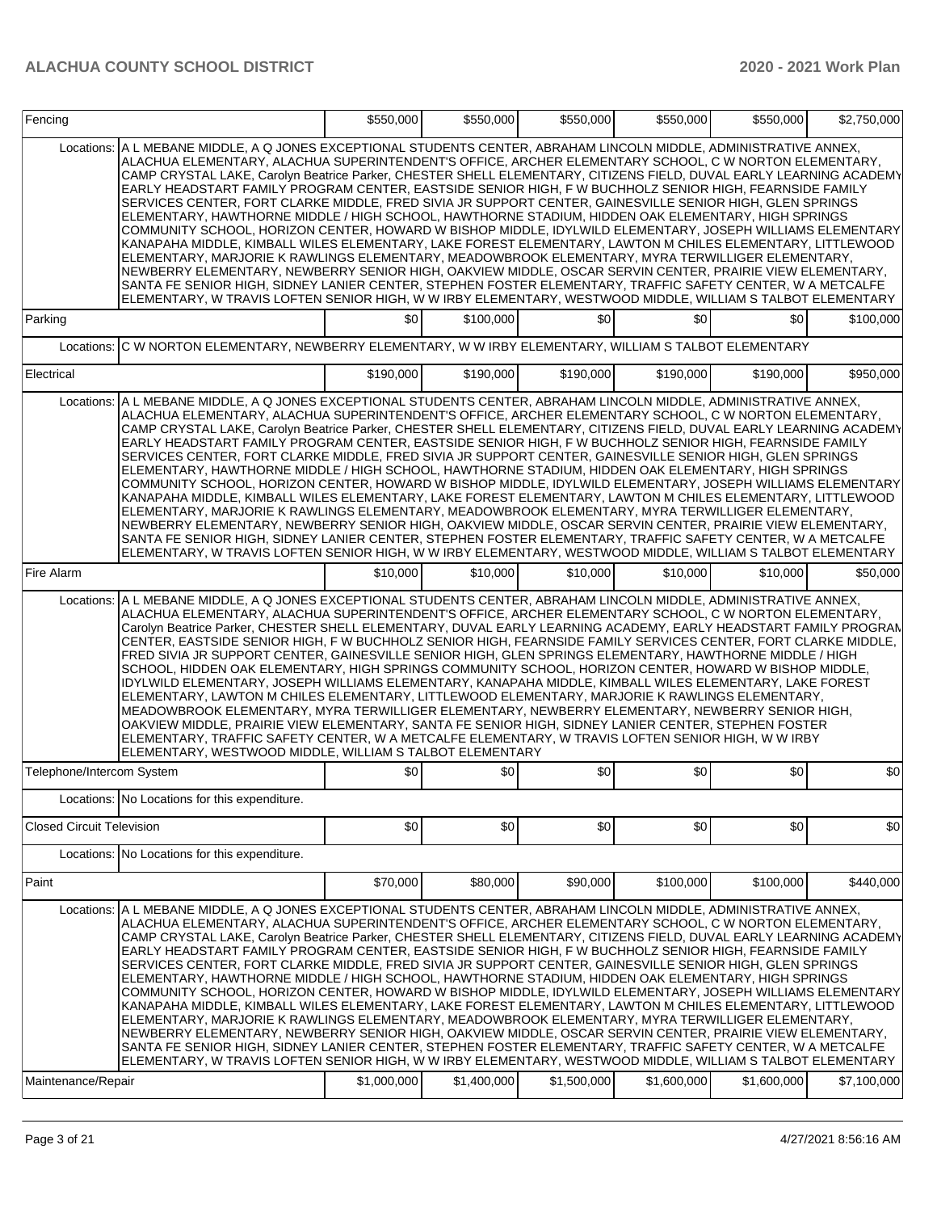| | | | | | | |
|---|---|---|---|---|---|---|
| Fencing | | $550,000 | $550,000 | $550,000 | $550,000 | $550,000 | $2,750,000 |
| Locations: | A L MEBANE MIDDLE, A Q JONES EXCEPTIONAL STUDENTS CENTER, ABRAHAM LINCOLN MIDDLE, ADMINISTRATIVE ANNEX, ALACHUA ELEMENTARY, ALACHUA SUPERINTENDENT'S OFFICE, ARCHER ELEMENTARY SCHOOL, C W NORTON ELEMENTARY, CAMP CRYSTAL LAKE, Carolyn Beatrice Parker, CHESTER SHELL ELEMENTARY, CITIZENS FIELD, DUVAL EARLY LEARNING ACADEMY, EARLY HEADSTART FAMILY PROGRAM CENTER, EASTSIDE SENIOR HIGH, F W BUCHHOLZ SENIOR HIGH, FEARNSIDE FAMILY SERVICES CENTER, FORT CLARKE MIDDLE, FRED SIVIA JR SUPPORT CENTER, GAINESVILLE SENIOR HIGH, GLEN SPRINGS ELEMENTARY, HAWTHORNE MIDDLE / HIGH SCHOOL, HAWTHORNE STADIUM, HIDDEN OAK ELEMENTARY, HIGH SPRINGS COMMUNITY SCHOOL, HORIZON CENTER, HOWARD W BISHOP MIDDLE, IDYLWILD ELEMENTARY, JOSEPH WILLIAMS ELEMENTARY, KANAPAHA MIDDLE, KIMBALL WILES ELEMENTARY, LAKE FOREST ELEMENTARY, LAWTON M CHILES ELEMENTARY, LITTLEWOOD ELEMENTARY, MARJORIE K RAWLINGS ELEMENTARY, MEADOWBROOK ELEMENTARY, MYRA TERWILLIGER ELEMENTARY, NEWBERRY ELEMENTARY, NEWBERRY SENIOR HIGH, OAKVIEW MIDDLE, OSCAR SERVIN CENTER, PRAIRIE VIEW ELEMENTARY, SANTA FE SENIOR HIGH, SIDNEY LANIER CENTER, STEPHEN FOSTER ELEMENTARY, TRAFFIC SAFETY CENTER, W A METCALFE ELEMENTARY, W TRAVIS LOFTEN SENIOR HIGH, W W IRBY ELEMENTARY, WESTWOOD MIDDLE, WILLIAM S TALBOT ELEMENTARY | | | | | | |
| Parking | | $0 | $100,000 | $0 | $0 | $0 | $100,000 |
| Locations: | C W NORTON ELEMENTARY, NEWBERRY ELEMENTARY, W W IRBY ELEMENTARY, WILLIAM S TALBOT ELEMENTARY | | | | | | |
| Electrical | | $190,000 | $190,000 | $190,000 | $190,000 | $190,000 | $950,000 |
| Locations: | A L MEBANE MIDDLE, A Q JONES EXCEPTIONAL STUDENTS CENTER, ABRAHAM LINCOLN MIDDLE, ADMINISTRATIVE ANNEX, ALACHUA ELEMENTARY, ALACHUA SUPERINTENDENT'S OFFICE, ARCHER ELEMENTARY SCHOOL, C W NORTON ELEMENTARY, CAMP CRYSTAL LAKE, Carolyn Beatrice Parker, CHESTER SHELL ELEMENTARY, CITIZENS FIELD, DUVAL EARLY LEARNING ACADEMY, EARLY HEADSTART FAMILY PROGRAM CENTER, EASTSIDE SENIOR HIGH, F W BUCHHOLZ SENIOR HIGH, FEARNSIDE FAMILY SERVICES CENTER, FORT CLARKE MIDDLE, FRED SIVIA JR SUPPORT CENTER, GAINESVILLE SENIOR HIGH, GLEN SPRINGS ELEMENTARY, HAWTHORNE MIDDLE / HIGH SCHOOL, HAWTHORNE STADIUM, HIDDEN OAK ELEMENTARY, HIGH SPRINGS COMMUNITY SCHOOL, HORIZON CENTER, HOWARD W BISHOP MIDDLE, IDYLWILD ELEMENTARY, JOSEPH WILLIAMS ELEMENTARY, KANAPAHA MIDDLE, KIMBALL WILES ELEMENTARY, LAKE FOREST ELEMENTARY, LAWTON M CHILES ELEMENTARY, LITTLEWOOD ELEMENTARY, MARJORIE K RAWLINGS ELEMENTARY, MEADOWBROOK ELEMENTARY, MYRA TERWILLIGER ELEMENTARY, NEWBERRY ELEMENTARY, NEWBERRY SENIOR HIGH, OAKVIEW MIDDLE, OSCAR SERVIN CENTER, PRAIRIE VIEW ELEMENTARY, SANTA FE SENIOR HIGH, SIDNEY LANIER CENTER, STEPHEN FOSTER ELEMENTARY, TRAFFIC SAFETY CENTER, W A METCALFE ELEMENTARY, W TRAVIS LOFTEN SENIOR HIGH, W W IRBY ELEMENTARY, WESTWOOD MIDDLE, WILLIAM S TALBOT ELEMENTARY | | | | | | |
| Fire Alarm | | $10,000 | $10,000 | $10,000 | $10,000 | $10,000 | $50,000 |
| Locations: | A L MEBANE MIDDLE, A Q JONES EXCEPTIONAL STUDENTS CENTER, ABRAHAM LINCOLN MIDDLE, ADMINISTRATIVE ANNEX, ALACHUA ELEMENTARY, ALACHUA SUPERINTENDENT'S OFFICE, ARCHER ELEMENTARY SCHOOL, C W NORTON ELEMENTARY, Carolyn Beatrice Parker, CHESTER SHELL ELEMENTARY, DUVAL EARLY LEARNING ACADEMY, EARLY HEADSTART FAMILY PROGRAM CENTER, EASTSIDE SENIOR HIGH, F W BUCHHOLZ SENIOR HIGH, FEARNSIDE FAMILY SERVICES CENTER, FORT CLARKE MIDDLE, FRED SIVIA JR SUPPORT CENTER, GAINESVILLE SENIOR HIGH, GLEN SPRINGS ELEMENTARY, HAWTHORNE MIDDLE / HIGH SCHOOL, HIDDEN OAK ELEMENTARY, HIGH SPRINGS COMMUNITY SCHOOL, HORIZON CENTER, HOWARD W BISHOP MIDDLE, IDYLWILD ELEMENTARY, JOSEPH WILLIAMS ELEMENTARY, KANAPAHA MIDDLE, KIMBALL WILES ELEMENTARY, LAKE FOREST ELEMENTARY, LAWTON M CHILES ELEMENTARY, LITTLEWOOD ELEMENTARY, MARJORIE K RAWLINGS ELEMENTARY, MEADOWBROOK ELEMENTARY, MYRA TERWILLIGER ELEMENTARY, NEWBERRY ELEMENTARY, NEWBERRY SENIOR HIGH, OAKVIEW MIDDLE, PRAIRIE VIEW ELEMENTARY, SANTA FE SENIOR HIGH, SIDNEY LANIER CENTER, STEPHEN FOSTER ELEMENTARY, TRAFFIC SAFETY CENTER, W A METCALFE ELEMENTARY, W TRAVIS LOFTEN SENIOR HIGH, W W IRBY ELEMENTARY, WESTWOOD MIDDLE, WILLIAM S TALBOT ELEMENTARY | | | | | | |
| Telephone/Intercom System | | $0 | $0 | $0 | $0 | $0 | $0 |
| Locations: | No Locations for this expenditure. | | | | | | |
| Closed Circuit Television | | $0 | $0 | $0 | $0 | $0 | $0 |
| Locations: | No Locations for this expenditure. | | | | | | |
| Paint | | $70,000 | $80,000 | $90,000 | $100,000 | $100,000 | $440,000 |
| Locations: | A L MEBANE MIDDLE, A Q JONES EXCEPTIONAL STUDENTS CENTER, ABRAHAM LINCOLN MIDDLE, ADMINISTRATIVE ANNEX, ALACHUA ELEMENTARY, ALACHUA SUPERINTENDENT'S OFFICE, ARCHER ELEMENTARY SCHOOL, C W NORTON ELEMENTARY, CAMP CRYSTAL LAKE, Carolyn Beatrice Parker, CHESTER SHELL ELEMENTARY, CITIZENS FIELD, DUVAL EARLY LEARNING ACADEMY, EARLY HEADSTART FAMILY PROGRAM CENTER, EASTSIDE SENIOR HIGH, F W BUCHHOLZ SENIOR HIGH, FEARNSIDE FAMILY SERVICES CENTER, FORT CLARKE MIDDLE, FRED SIVIA JR SUPPORT CENTER, GAINESVILLE SENIOR HIGH, GLEN SPRINGS ELEMENTARY, HAWTHORNE MIDDLE / HIGH SCHOOL, HAWTHORNE STADIUM, HIDDEN OAK ELEMENTARY, HIGH SPRINGS COMMUNITY SCHOOL, HORIZON CENTER, HOWARD W BISHOP MIDDLE, IDYLWILD ELEMENTARY, JOSEPH WILLIAMS ELEMENTARY, KANAPAHA MIDDLE, KIMBALL WILES ELEMENTARY, LAKE FOREST ELEMENTARY, LAWTON M CHILES ELEMENTARY, LITTLEWOOD ELEMENTARY, MARJORIE K RAWLINGS ELEMENTARY, MEADOWBROOK ELEMENTARY, MYRA TERWILLIGER ELEMENTARY, NEWBERRY ELEMENTARY, NEWBERRY SENIOR HIGH, OAKVIEW MIDDLE, OSCAR SERVIN CENTER, PRAIRIE VIEW ELEMENTARY, SANTA FE SENIOR HIGH, SIDNEY LANIER CENTER, STEPHEN FOSTER ELEMENTARY, TRAFFIC SAFETY CENTER, W A METCALFE ELEMENTARY, W TRAVIS LOFTEN SENIOR HIGH, W W IRBY ELEMENTARY, WESTWOOD MIDDLE, WILLIAM S TALBOT ELEMENTARY | | | | | | |
| Maintenance/Repair | | $1,000,000 | $1,400,000 | $1,500,000 | $1,600,000 | $1,600,000 | $7,100,000 |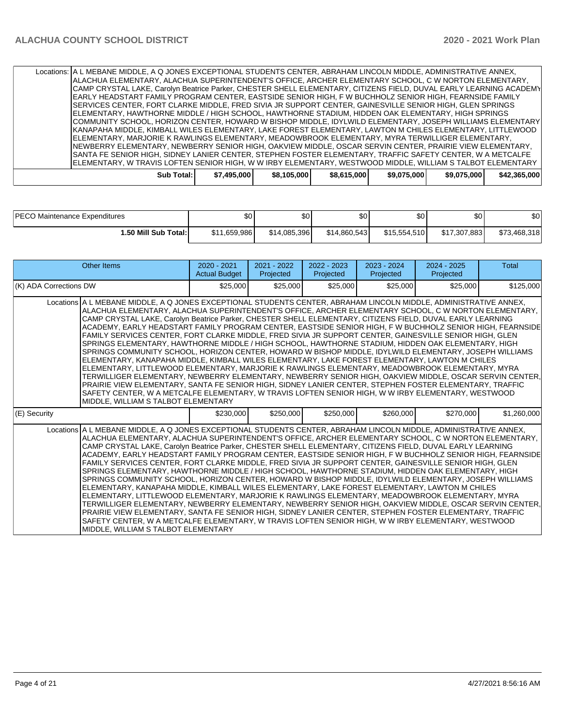| | | | | | | |
|---|---|---|---|---|---|---|
| Locations: | A L MEBANE MIDDLE, A Q JONES EXCEPTIONAL STUDENTS CENTER, ABRAHAM LINCOLN MIDDLE, ADMINISTRATIVE ANNEX, ALACHUA ELEMENTARY, ALACHUA SUPERINTENDENT'S OFFICE, ARCHER ELEMENTARY SCHOOL, C W NORTON ELEMENTARY, CAMP CRYSTAL LAKE, Carolyn Beatrice Parker, CHESTER SHELL ELEMENTARY, CITIZENS FIELD, DUVAL EARLY LEARNING ACADEMY, EARLY HEADSTART FAMILY PROGRAM CENTER, EASTSIDE SENIOR HIGH, F W BUCHHOLZ SENIOR HIGH, FEARNSIDE FAMILY SERVICES CENTER, FORT CLARKE MIDDLE, FRED SIVIA JR SUPPORT CENTER, GAINESVILLE SENIOR HIGH, GLEN SPRINGS ELEMENTARY, HAWTHORNE MIDDLE / HIGH SCHOOL, HAWTHORNE STADIUM, HIDDEN OAK ELEMENTARY, HIGH SPRINGS COMMUNITY SCHOOL, HORIZON CENTER, HOWARD W BISHOP MIDDLE, IDYLWILD ELEMENTARY, JOSEPH WILLIAMS ELEMENTARY, KANAPAHA MIDDLE, KIMBALL WILES ELEMENTARY, LAKE FOREST ELEMENTARY, LAWTON M CHILES ELEMENTARY, LITTLEWOOD ELEMENTARY, MARJORIE K RAWLINGS ELEMENTARY, MEADOWBROOK ELEMENTARY, MYRA TERWILLIGER ELEMENTARY, NEWBERRY ELEMENTARY, NEWBERRY SENIOR HIGH, OAKVIEW MIDDLE, OSCAR SERVIN CENTER, PRAIRIE VIEW ELEMENTARY, SANTA FE SENIOR HIGH, SIDNEY LANIER CENTER, STEPHEN FOSTER ELEMENTARY, TRAFFIC SAFETY CENTER, W A METCALFE ELEMENTARY, W TRAVIS LOFTEN SENIOR HIGH, W W IRBY ELEMENTARY, WESTWOOD MIDDLE, WILLIAM S TALBOT ELEMENTARY | | | | | |
| **Sub Total:** | $7,495,000 | $8,105,000 | $8,615,000 | $9,075,000 | $9,075,000 | $42,365,000 |

| | | | | | | |
|---|---|---|---|---|---|---|
| PECO Maintenance Expenditures | $0 | $0 | $0 | $0 | $0 | $0 |
| **1.50 Mill Sub Total:** | $11,659,986 | $14,085,396 | $14,860,543 | $15,554,510 | $17,307,883 | $73,468,318 |

| Other Items | 2020 - 2021 Actual Budget | 2021 - 2022 Projected | 2022 - 2023 Projected | 2023 - 2024 Projected | 2024 - 2025 Projected | Total |
|---|---|---|---|---|---|---|
| (K) ADA Corrections DW | $25,000 | $25,000 | $25,000 | $25,000 | $25,000 | $125,000 |
| Locations A L MEBANE MIDDLE, A Q JONES EXCEPTIONAL STUDENTS CENTER, ABRAHAM LINCOLN MIDDLE, ADMINISTRATIVE ANNEX, ALACHUA ELEMENTARY, ALACHUA SUPERINTENDENT'S OFFICE, ARCHER ELEMENTARY SCHOOL, C W NORTON ELEMENTARY, CAMP CRYSTAL LAKE, Carolyn Beatrice Parker, CHESTER SHELL ELEMENTARY, CITIZENS FIELD, DUVAL EARLY LEARNING ACADEMY, EARLY HEADSTART FAMILY PROGRAM CENTER, EASTSIDE SENIOR HIGH, F W BUCHHOLZ SENIOR HIGH, FEARNSIDE FAMILY SERVICES CENTER, FORT CLARKE MIDDLE, FRED SIVIA JR SUPPORT CENTER, GAINESVILLE SENIOR HIGH, GLEN SPRINGS ELEMENTARY, HAWTHORNE MIDDLE / HIGH SCHOOL, HAWTHORNE STADIUM, HIDDEN OAK ELEMENTARY, HIGH SPRINGS COMMUNITY SCHOOL, HORIZON CENTER, HOWARD W BISHOP MIDDLE, IDYLWILD ELEMENTARY, JOSEPH WILLIAMS ELEMENTARY, KANAPAHA MIDDLE, KIMBALL WILES ELEMENTARY, LAKE FOREST ELEMENTARY, LAWTON M CHILES ELEMENTARY, LITTLEWOOD ELEMENTARY, MARJORIE K RAWLINGS ELEMENTARY, MEADOWBROOK ELEMENTARY, MYRA TERWILLIGER ELEMENTARY, NEWBERRY ELEMENTARY, NEWBERRY SENIOR HIGH, OAKVIEW MIDDLE, OSCAR SERVIN CENTER, PRAIRIE VIEW ELEMENTARY, SANTA FE SENIOR HIGH, SIDNEY LANIER CENTER, STEPHEN FOSTER ELEMENTARY, TRAFFIC SAFETY CENTER, W A METCALFE ELEMENTARY, W TRAVIS LOFTEN SENIOR HIGH, W W IRBY ELEMENTARY, WESTWOOD MIDDLE, WILLIAM S TALBOT ELEMENTARY | | | | | | |
| (E) Security | $230,000 | $250,000 | $250,000 | $260,000 | $270,000 | $1,260,000 |
| Locations A L MEBANE MIDDLE, A Q JONES EXCEPTIONAL STUDENTS CENTER, ABRAHAM LINCOLN MIDDLE, ADMINISTRATIVE ANNEX, ALACHUA ELEMENTARY, ALACHUA SUPERINTENDENT'S OFFICE, ARCHER ELEMENTARY SCHOOL, C W NORTON ELEMENTARY, CAMP CRYSTAL LAKE, Carolyn Beatrice Parker, CHESTER SHELL ELEMENTARY, CITIZENS FIELD, DUVAL EARLY LEARNING ACADEMY, EARLY HEADSTART FAMILY PROGRAM CENTER, EASTSIDE SENIOR HIGH, F W BUCHHOLZ SENIOR HIGH, FEARNSIDE FAMILY SERVICES CENTER, FORT CLARKE MIDDLE, FRED SIVIA JR SUPPORT CENTER, GAINESVILLE SENIOR HIGH, GLEN SPRINGS ELEMENTARY, HAWTHORNE MIDDLE / HIGH SCHOOL, HAWTHORNE STADIUM, HIDDEN OAK ELEMENTARY, HIGH SPRINGS COMMUNITY SCHOOL, HORIZON CENTER, HOWARD W BISHOP MIDDLE, IDYLWILD ELEMENTARY, JOSEPH WILLIAMS ELEMENTARY, KANAPAHA MIDDLE, KIMBALL WILES ELEMENTARY, LAKE FOREST ELEMENTARY, LAWTON M CHILES ELEMENTARY, LITTLEWOOD ELEMENTARY, MARJORIE K RAWLINGS ELEMENTARY, MEADOWBROOK ELEMENTARY, MYRA TERWILLIGER ELEMENTARY, NEWBERRY ELEMENTARY, NEWBERRY SENIOR HIGH, OAKVIEW MIDDLE, OSCAR SERVIN CENTER, PRAIRIE VIEW ELEMENTARY, SANTA FE SENIOR HIGH, SIDNEY LANIER CENTER, STEPHEN FOSTER ELEMENTARY, TRAFFIC SAFETY CENTER, W A METCALFE ELEMENTARY, W TRAVIS LOFTEN SENIOR HIGH, W W IRBY ELEMENTARY, WESTWOOD MIDDLE, WILLIAM S TALBOT ELEMENTARY | | | | | | |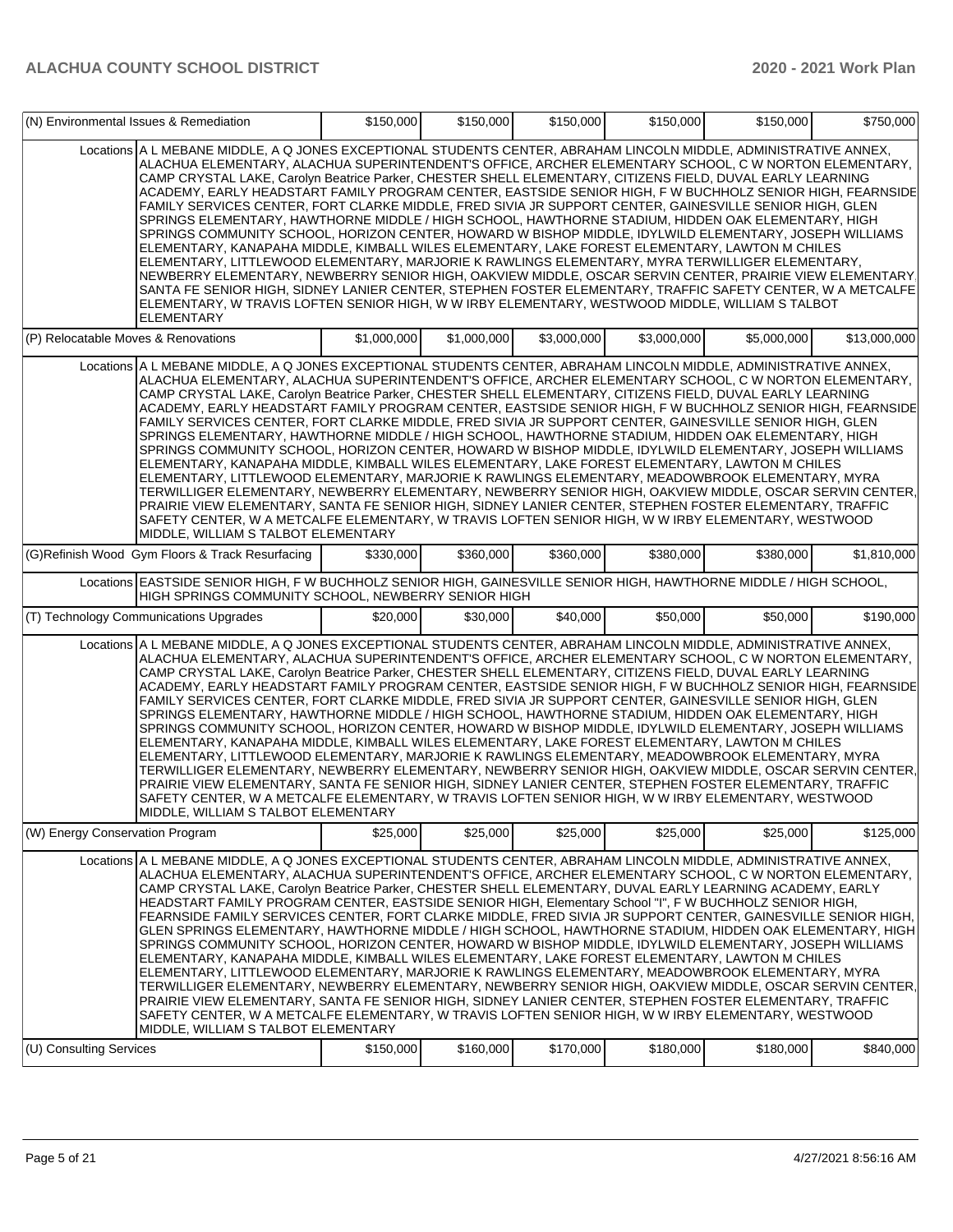| | | | | | | |
|---|---|---|---|---|---|---|
| (N) Environmental Issues & Remediation | $150,000 | $150,000 | $150,000 | $150,000 | $150,000 | $750,000 |
| Locations | A L MEBANE MIDDLE, A Q JONES EXCEPTIONAL STUDENTS CENTER, ABRAHAM LINCOLN MIDDLE, ADMINISTRATIVE ANNEX, ALACHUA ELEMENTARY, ALACHUA SUPERINTENDENT'S OFFICE, ARCHER ELEMENTARY SCHOOL, C W NORTON ELEMENTARY, CAMP CRYSTAL LAKE, Carolyn Beatrice Parker, CHESTER SHELL ELEMENTARY, CITIZENS FIELD, DUVAL EARLY LEARNING ACADEMY, EARLY HEADSTART FAMILY PROGRAM CENTER, EASTSIDE SENIOR HIGH, F W BUCHHOLZ SENIOR HIGH, FEARNSIDE FAMILY SERVICES CENTER, FORT CLARKE MIDDLE, FRED SIVIA JR SUPPORT CENTER, GAINESVILLE SENIOR HIGH, GLEN SPRINGS ELEMENTARY, HAWTHORNE MIDDLE / HIGH SCHOOL, HAWTHORNE STADIUM, HIDDEN OAK ELEMENTARY, HIGH SPRINGS COMMUNITY SCHOOL, HORIZON CENTER, HOWARD W BISHOP MIDDLE, IDYLWILD ELEMENTARY, JOSEPH WILLIAMS ELEMENTARY, KANAPAHA MIDDLE, KIMBALL WILES ELEMENTARY, LAKE FOREST ELEMENTARY, LAWTON M CHILES ELEMENTARY, LITTLEWOOD ELEMENTARY, MARJORIE K RAWLINGS ELEMENTARY, MYRA TERWILLIGER ELEMENTARY, NEWBERRY ELEMENTARY, NEWBERRY SENIOR HIGH, OAKVIEW MIDDLE, OSCAR SERVIN CENTER, PRAIRIE VIEW ELEMENTARY, SANTA FE SENIOR HIGH, SIDNEY LANIER CENTER, STEPHEN FOSTER ELEMENTARY, TRAFFIC SAFETY CENTER, W A METCALFE ELEMENTARY, W TRAVIS LOFTEN SENIOR HIGH, W W IRBY ELEMENTARY, WESTWOOD MIDDLE, WILLIAM S TALBOT ELEMENTARY | | | | | | |
| (P) Relocatable Moves & Renovations | $1,000,000 | $1,000,000 | $3,000,000 | $3,000,000 | $5,000,000 | $13,000,000 |
| Locations | A L MEBANE MIDDLE, A Q JONES EXCEPTIONAL STUDENTS CENTER, ABRAHAM LINCOLN MIDDLE, ADMINISTRATIVE ANNEX, ALACHUA ELEMENTARY, ALACHUA SUPERINTENDENT'S OFFICE, ARCHER ELEMENTARY SCHOOL, C W NORTON ELEMENTARY, CAMP CRYSTAL LAKE, Carolyn Beatrice Parker, CHESTER SHELL ELEMENTARY, CITIZENS FIELD, DUVAL EARLY LEARNING ACADEMY, EARLY HEADSTART FAMILY PROGRAM CENTER, EASTSIDE SENIOR HIGH, F W BUCHHOLZ SENIOR HIGH, FEARNSIDE FAMILY SERVICES CENTER, FORT CLARKE MIDDLE, FRED SIVIA JR SUPPORT CENTER, GAINESVILLE SENIOR HIGH, GLEN SPRINGS ELEMENTARY, HAWTHORNE MIDDLE / HIGH SCHOOL, HAWTHORNE STADIUM, HIDDEN OAK ELEMENTARY, HIGH SPRINGS COMMUNITY SCHOOL, HORIZON CENTER, HOWARD W BISHOP MIDDLE, IDYLWILD ELEMENTARY, JOSEPH WILLIAMS ELEMENTARY, KANAPAHA MIDDLE, KIMBALL WILES ELEMENTARY, LAKE FOREST ELEMENTARY, LAWTON M CHILES ELEMENTARY, LITTLEWOOD ELEMENTARY, MARJORIE K RAWLINGS ELEMENTARY, MEADOWBROOK ELEMENTARY, MYRA TERWILLIGER ELEMENTARY, NEWBERRY ELEMENTARY, NEWBERRY SENIOR HIGH, OAKVIEW MIDDLE, OSCAR SERVIN CENTER, PRAIRIE VIEW ELEMENTARY, SANTA FE SENIOR HIGH, SIDNEY LANIER CENTER, STEPHEN FOSTER ELEMENTARY, TRAFFIC SAFETY CENTER, W A METCALFE ELEMENTARY, W TRAVIS LOFTEN SENIOR HIGH, W W IRBY ELEMENTARY, WESTWOOD MIDDLE, WILLIAM S TALBOT ELEMENTARY | | | | | | |
| (G)Refinish Wood Gym Floors & Track Resurfacing | $330,000 | $360,000 | $360,000 | $380,000 | $380,000 | $1,810,000 |
| Locations | EASTSIDE SENIOR HIGH, F W BUCHHOLZ SENIOR HIGH, GAINESVILLE SENIOR HIGH, HAWTHORNE MIDDLE / HIGH SCHOOL, HIGH SPRINGS COMMUNITY SCHOOL, NEWBERRY SENIOR HIGH | | | | | | |
| (T) Technology Communications Upgrades | $20,000 | $30,000 | $40,000 | $50,000 | $50,000 | $190,000 |
| Locations | A L MEBANE MIDDLE, A Q JONES EXCEPTIONAL STUDENTS CENTER, ABRAHAM LINCOLN MIDDLE, ADMINISTRATIVE ANNEX, ALACHUA ELEMENTARY, ALACHUA SUPERINTENDENT'S OFFICE, ARCHER ELEMENTARY SCHOOL, C W NORTON ELEMENTARY, CAMP CRYSTAL LAKE, Carolyn Beatrice Parker, CHESTER SHELL ELEMENTARY, CITIZENS FIELD, DUVAL EARLY LEARNING ACADEMY, EARLY HEADSTART FAMILY PROGRAM CENTER, EASTSIDE SENIOR HIGH, F W BUCHHOLZ SENIOR HIGH, FEARNSIDE FAMILY SERVICES CENTER, FORT CLARKE MIDDLE, FRED SIVIA JR SUPPORT CENTER, GAINESVILLE SENIOR HIGH, GLEN SPRINGS ELEMENTARY, HAWTHORNE MIDDLE / HIGH SCHOOL, HAWTHORNE STADIUM, HIDDEN OAK ELEMENTARY, HIGH SPRINGS COMMUNITY SCHOOL, HORIZON CENTER, HOWARD W BISHOP MIDDLE, IDYLWILD ELEMENTARY, JOSEPH WILLIAMS ELEMENTARY, KANAPAHA MIDDLE, KIMBALL WILES ELEMENTARY, LAKE FOREST ELEMENTARY, LAWTON M CHILES ELEMENTARY, LITTLEWOOD ELEMENTARY, MARJORIE K RAWLINGS ELEMENTARY, MEADOWBROOK ELEMENTARY, MYRA TERWILLIGER ELEMENTARY, NEWBERRY ELEMENTARY, NEWBERRY SENIOR HIGH, OAKVIEW MIDDLE, OSCAR SERVIN CENTER, PRAIRIE VIEW ELEMENTARY, SANTA FE SENIOR HIGH, SIDNEY LANIER CENTER, STEPHEN FOSTER ELEMENTARY, TRAFFIC SAFETY CENTER, W A METCALFE ELEMENTARY, W TRAVIS LOFTEN SENIOR HIGH, W W IRBY ELEMENTARY, WESTWOOD MIDDLE, WILLIAM S TALBOT ELEMENTARY | | | | | | |
| (W) Energy Conservation Program | $25,000 | $25,000 | $25,000 | $25,000 | $25,000 | $125,000 |
| Locations | A L MEBANE MIDDLE, A Q JONES EXCEPTIONAL STUDENTS CENTER, ABRAHAM LINCOLN MIDDLE, ADMINISTRATIVE ANNEX, ALACHUA ELEMENTARY, ALACHUA SUPERINTENDENT'S OFFICE, ARCHER ELEMENTARY SCHOOL, C W NORTON ELEMENTARY, CAMP CRYSTAL LAKE, Carolyn Beatrice Parker, CHESTER SHELL ELEMENTARY, DUVAL EARLY LEARNING ACADEMY, EARLY HEADSTART FAMILY PROGRAM CENTER, EASTSIDE SENIOR HIGH, Elementary School "I", F W BUCHHOLZ SENIOR HIGH, FEARNSIDE FAMILY SERVICES CENTER, FORT CLARKE MIDDLE, FRED SIVIA JR SUPPORT CENTER, GAINESVILLE SENIOR HIGH, GLEN SPRINGS ELEMENTARY, HAWTHORNE MIDDLE / HIGH SCHOOL, HAWTHORNE STADIUM, HIDDEN OAK ELEMENTARY, HIGH SPRINGS COMMUNITY SCHOOL, HORIZON CENTER, HOWARD W BISHOP MIDDLE, IDYLWILD ELEMENTARY, JOSEPH WILLIAMS ELEMENTARY, KANAPAHA MIDDLE, KIMBALL WILES ELEMENTARY, LAKE FOREST ELEMENTARY, LAWTON M CHILES ELEMENTARY, LITTLEWOOD ELEMENTARY, MARJORIE K RAWLINGS ELEMENTARY, MEADOWBROOK ELEMENTARY, MYRA TERWILLIGER ELEMENTARY, NEWBERRY ELEMENTARY, NEWBERRY SENIOR HIGH, OAKVIEW MIDDLE, OSCAR SERVIN CENTER, PRAIRIE VIEW ELEMENTARY, SANTA FE SENIOR HIGH, SIDNEY LANIER CENTER, STEPHEN FOSTER ELEMENTARY, TRAFFIC SAFETY CENTER, W A METCALFE ELEMENTARY, W TRAVIS LOFTEN SENIOR HIGH, W W IRBY ELEMENTARY, WESTWOOD MIDDLE, WILLIAM S TALBOT ELEMENTARY | | | | | | |
| (U) Consulting Services | $150,000 | $160,000 | $170,000 | $180,000 | $180,000 | $840,000 |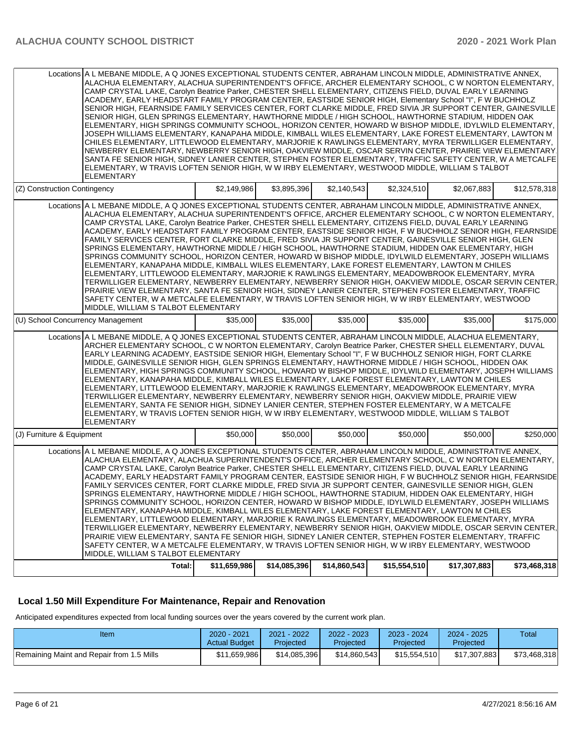| | | | | | | |
|---|---|---|---|---|---|---|
| Locations | A L MEBANE MIDDLE, A Q JONES EXCEPTIONAL STUDENTS CENTER, ABRAHAM LINCOLN MIDDLE, ADMINISTRATIVE ANNEX, ALACHUA ELEMENTARY, ALACHUA SUPERINTENDENT'S OFFICE, ARCHER ELEMENTARY SCHOOL, C W NORTON ELEMENTARY, CAMP CRYSTAL LAKE, Carolyn Beatrice Parker, CHESTER SHELL ELEMENTARY, CITIZENS FIELD, DUVAL EARLY LEARNING ACADEMY, EARLY HEADSTART FAMILY PROGRAM CENTER, EASTSIDE SENIOR HIGH, Elementary School "I", F W BUCHHOLZ SENIOR HIGH, FEARNSIDE FAMILY SERVICES CENTER, FORT CLARKE MIDDLE, FRED SIVIA JR SUPPORT CENTER, GAINESVILLE SENIOR HIGH, GLEN SPRINGS ELEMENTARY, HAWTHORNE MIDDLE / HIGH SCHOOL, HAWTHORNE STADIUM, HIDDEN OAK ELEMENTARY, HIGH SPRINGS COMMUNITY SCHOOL, HORIZON CENTER, HOWARD W BISHOP MIDDLE, IDYLWILD ELEMENTARY, JOSEPH WILLIAMS ELEMENTARY, KANAPAHA MIDDLE, KIMBALL WILES ELEMENTARY, LAKE FOREST ELEMENTARY, LAWTON M CHILES ELEMENTARY, LITTLEWOOD ELEMENTARY, MARJORIE K RAWLINGS ELEMENTARY, MYRA TERWILLIGER ELEMENTARY, NEWBERRY ELEMENTARY, NEWBERRY SENIOR HIGH, OAKVIEW MIDDLE, OSCAR SERVIN CENTER, PRAIRIE VIEW ELEMENTARY, SANTA FE SENIOR HIGH, SIDNEY LANIER CENTER, STEPHEN FOSTER ELEMENTARY, TRAFFIC SAFETY CENTER, W A METCALFE ELEMENTARY, W TRAVIS LOFTEN SENIOR HIGH, W W IRBY ELEMENTARY, WESTWOOD MIDDLE, WILLIAM S TALBOT ELEMENTARY | | | | | |
| (Z) Construction Contingency | | $2,149,986 | $3,895,396 | $2,140,543 | $2,324,510 | $2,067,883 | $12,578,318 |
| Locations | A L MEBANE MIDDLE, A Q JONES EXCEPTIONAL STUDENTS CENTER, ABRAHAM LINCOLN MIDDLE, ADMINISTRATIVE ANNEX, ALACHUA ELEMENTARY, ALACHUA SUPERINTENDENT'S OFFICE, ARCHER ELEMENTARY SCHOOL, C W NORTON ELEMENTARY, CAMP CRYSTAL LAKE, Carolyn Beatrice Parker, CHESTER SHELL ELEMENTARY, CITIZENS FIELD, DUVAL EARLY LEARNING ACADEMY, EARLY HEADSTART FAMILY PROGRAM CENTER, EASTSIDE SENIOR HIGH, F W BUCHHOLZ SENIOR HIGH, FEARNSIDE FAMILY SERVICES CENTER, FORT CLARKE MIDDLE, FRED SIVIA JR SUPPORT CENTER, GAINESVILLE SENIOR HIGH, GLEN SPRINGS ELEMENTARY, HAWTHORNE MIDDLE / HIGH SCHOOL, HAWTHORNE STADIUM, HIDDEN OAK ELEMENTARY, HIGH SPRINGS COMMUNITY SCHOOL, HORIZON CENTER, HOWARD W BISHOP MIDDLE, IDYLWILD ELEMENTARY, JOSEPH WILLIAMS ELEMENTARY, KANAPAHA MIDDLE, KIMBALL WILES ELEMENTARY, LAKE FOREST ELEMENTARY, LAWTON M CHILES ELEMENTARY, LITTLEWOOD ELEMENTARY, MARJORIE K RAWLINGS ELEMENTARY, MEADOWBROOK ELEMENTARY, MYRA TERWILLIGER ELEMENTARY, NEWBERRY ELEMENTARY, NEWBERRY SENIOR HIGH, OAKVIEW MIDDLE, OSCAR SERVIN CENTER, PRAIRIE VIEW ELEMENTARY, SANTA FE SENIOR HIGH, SIDNEY LANIER CENTER, STEPHEN FOSTER ELEMENTARY, TRAFFIC SAFETY CENTER, W A METCALFE ELEMENTARY, W TRAVIS LOFTEN SENIOR HIGH, W W IRBY ELEMENTARY, WESTWOOD MIDDLE, WILLIAM S TALBOT ELEMENTARY | | | | | |
| (U) School Concurrency Management | | $35,000 | $35,000 | $35,000 | $35,000 | $35,000 | $175,000 |
| Locations | A L MEBANE MIDDLE, A Q JONES EXCEPTIONAL STUDENTS CENTER, ABRAHAM LINCOLN MIDDLE, ALACHUA ELEMENTARY, ARCHER ELEMENTARY SCHOOL, C W NORTON ELEMENTARY, Carolyn Beatrice Parker, CHESTER SHELL ELEMENTARY, DUVAL EARLY LEARNING ACADEMY, EASTSIDE SENIOR HIGH, Elementary School "I", F W BUCHHOLZ SENIOR HIGH, FORT CLARKE MIDDLE, GAINESVILLE SENIOR HIGH, GLEN SPRINGS ELEMENTARY, HAWTHORNE MIDDLE / HIGH SCHOOL, HIDDEN OAK ELEMENTARY, HIGH SPRINGS COMMUNITY SCHOOL, HOWARD W BISHOP MIDDLE, IDYLWILD ELEMENTARY, JOSEPH WILLIAMS ELEMENTARY, KANAPAHA MIDDLE, KIMBALL WILES ELEMENTARY, LAKE FOREST ELEMENTARY, LAWTON M CHILES ELEMENTARY, LITTLEWOOD ELEMENTARY, MARJORIE K RAWLINGS ELEMENTARY, MEADOWBROOK ELEMENTARY, MYRA TERWILLIGER ELEMENTARY, NEWBERRY ELEMENTARY, NEWBERRY SENIOR HIGH, OAKVIEW MIDDLE, PRAIRIE VIEW ELEMENTARY, SANTA FE SENIOR HIGH, SIDNEY LANIER CENTER, STEPHEN FOSTER ELEMENTARY, W A METCALFE ELEMENTARY, W TRAVIS LOFTEN SENIOR HIGH, W W IRBY ELEMENTARY, WESTWOOD MIDDLE, WILLIAM S TALBOT ELEMENTARY | | | | | |
| (J) Furniture & Equipment | | $50,000 | $50,000 | $50,000 | $50,000 | $50,000 | $250,000 |
| Locations | A L MEBANE MIDDLE, A Q JONES EXCEPTIONAL STUDENTS CENTER, ABRAHAM LINCOLN MIDDLE, ADMINISTRATIVE ANNEX, ALACHUA ELEMENTARY, ALACHUA SUPERINTENDENT'S OFFICE, ARCHER ELEMENTARY SCHOOL, C W NORTON ELEMENTARY, CAMP CRYSTAL LAKE, Carolyn Beatrice Parker, CHESTER SHELL ELEMENTARY, CITIZENS FIELD, DUVAL EARLY LEARNING ACADEMY, EARLY HEADSTART FAMILY PROGRAM CENTER, EASTSIDE SENIOR HIGH, F W BUCHHOLZ SENIOR HIGH, FEARNSIDE FAMILY SERVICES CENTER, FORT CLARKE MIDDLE, FRED SIVIA JR SUPPORT CENTER, GAINESVILLE SENIOR HIGH, GLEN SPRINGS ELEMENTARY, HAWTHORNE MIDDLE / HIGH SCHOOL, HAWTHORNE STADIUM, HIDDEN OAK ELEMENTARY, HIGH SPRINGS COMMUNITY SCHOOL, HORIZON CENTER, HOWARD W BISHOP MIDDLE, IDYLWILD ELEMENTARY, JOSEPH WILLIAMS ELEMENTARY, KANAPAHA MIDDLE, KIMBALL WILES ELEMENTARY, LAKE FOREST ELEMENTARY, LAWTON M CHILES ELEMENTARY, LITTLEWOOD ELEMENTARY, MARJORIE K RAWLINGS ELEMENTARY, MEADOWBROOK ELEMENTARY, MYRA TERWILLIGER ELEMENTARY, NEWBERRY ELEMENTARY, NEWBERRY SENIOR HIGH, OAKVIEW MIDDLE, OSCAR SERVIN CENTER, PRAIRIE VIEW ELEMENTARY, SANTA FE SENIOR HIGH, SIDNEY LANIER CENTER, STEPHEN FOSTER ELEMENTARY, TRAFFIC SAFETY CENTER, W A METCALFE ELEMENTARY, W TRAVIS LOFTEN SENIOR HIGH, W W IRBY ELEMENTARY, WESTWOOD MIDDLE, WILLIAM S TALBOT ELEMENTARY | | | | | |
| | Total: | $11,659,986 | $14,085,396 | $14,860,543 | $15,554,510 | $17,307,883 | $73,468,318 |

## Local 1.50 Mill Expenditure For Maintenance, Repair and Renovation

Anticipated expenditures expected from local funding sources over the years covered by the current work plan.

| Item | 2020 - 2021 Actual Budget | 2021 - 2022 Projected | 2022 - 2023 Projected | 2023 - 2024 Projected | 2024 - 2025 Projected | Total |
|---|---|---|---|---|---|---|
| Remaining Maint and Repair from 1.5 Mills | $11,659,986 | $14,085,396 | $14,860,543 | $15,554,510 | $17,307,883 | $73,468,318 |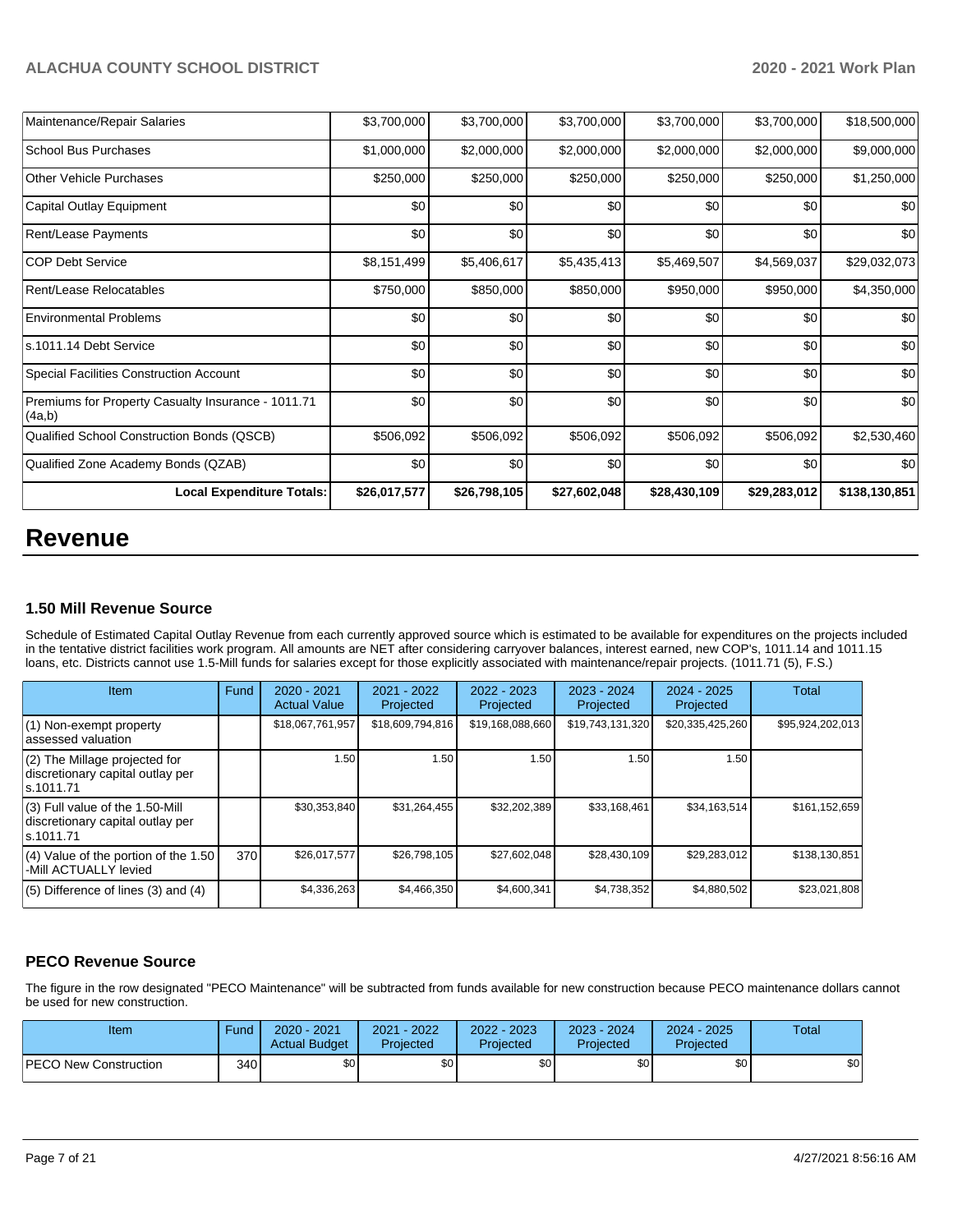| | | | | | | |
|---|---|---|---|---|---|---|
| Maintenance/Repair Salaries | $3,700,000 | $3,700,000 | $3,700,000 | $3,700,000 | $3,700,000 | $18,500,000 |
| School Bus Purchases | $1,000,000 | $2,000,000 | $2,000,000 | $2,000,000 | $2,000,000 | $9,000,000 |
| Other Vehicle Purchases | $250,000 | $250,000 | $250,000 | $250,000 | $250,000 | $1,250,000 |
| Capital Outlay Equipment | $0 | $0 | $0 | $0 | $0 | $0 |
| Rent/Lease Payments | $0 | $0 | $0 | $0 | $0 | $0 |
| COP Debt Service | $8,151,499 | $5,406,617 | $5,435,413 | $5,469,507 | $4,569,037 | $29,032,073 |
| Rent/Lease Relocatables | $750,000 | $850,000 | $850,000 | $950,000 | $950,000 | $4,350,000 |
| Environmental Problems | $0 | $0 | $0 | $0 | $0 | $0 |
| s.1011.14 Debt Service | $0 | $0 | $0 | $0 | $0 | $0 |
| Special Facilities Construction Account | $0 | $0 | $0 | $0 | $0 | $0 |
| Premiums for Property Casualty Insurance - 1011.71 (4a,b) | $0 | $0 | $0 | $0 | $0 | $0 |
| Qualified School Construction Bonds (QSCB) | $506,092 | $506,092 | $506,092 | $506,092 | $506,092 | $2,530,460 |
| Qualified Zone Academy Bonds (QZAB) | $0 | $0 | $0 | $0 | $0 | $0 |
| **Local Expenditure Totals:** | **$26,017,577** | **$26,798,105** | **$27,602,048** | **$28,430,109** | **$29,283,012** | **$138,130,851** |

# Revenue

### 1.50 Mill Revenue Source

Schedule of Estimated Capital Outlay Revenue from each currently approved source which is estimated to be available for expenditures on the projects included in the tentative district facilities work program. All amounts are NET after considering carryover balances, interest earned, new COP's, 1011.14 and 1011.15 loans, etc. Districts cannot use 1.5-Mill funds for salaries except for those explicitly associated with maintenance/repair projects. (1011.71 (5), F.S.)

| Item | Fund | 2020 - 2021 Actual Value | 2021 - 2022 Projected | 2022 - 2023 Projected | 2023 - 2024 Projected | 2024 - 2025 Projected | Total |
|---|---|---|---|---|---|---|---|
| (1) Non-exempt property assessed valuation | | $18,067,761,957 | $18,609,794,816 | $19,168,088,660 | $19,743,131,320 | $20,335,425,260 | $95,924,202,013 |
| (2) The Millage projected for discretionary capital outlay per s.1011.71 | | 1.50 | 1.50 | 1.50 | 1.50 | 1.50 | |
| (3) Full value of the 1.50-Mill discretionary capital outlay per s.1011.71 | | $30,353,840 | $31,264,455 | $32,202,389 | $33,168,461 | $34,163,514 | $161,152,659 |
| (4) Value of the portion of the 1.50 -Mill ACTUALLY levied | 370 | $26,017,577 | $26,798,105 | $27,602,048 | $28,430,109 | $29,283,012 | $138,130,851 |
| (5) Difference of lines (3) and (4) | | $4,336,263 | $4,466,350 | $4,600,341 | $4,738,352 | $4,880,502 | $23,021,808 |

### PECO Revenue Source

The figure in the row designated "PECO Maintenance" will be subtracted from funds available for new construction because PECO maintenance dollars cannot be used for new construction.

| Item | Fund | 2020 - 2021 Actual Budget | 2021 - 2022 Projected | 2022 - 2023 Projected | 2023 - 2024 Projected | 2024 - 2025 Projected | Total |
|---|---|---|---|---|---|---|---|
| PECO New Construction | 340 | $0 | $0 | $0 | $0 | $0 | $0 |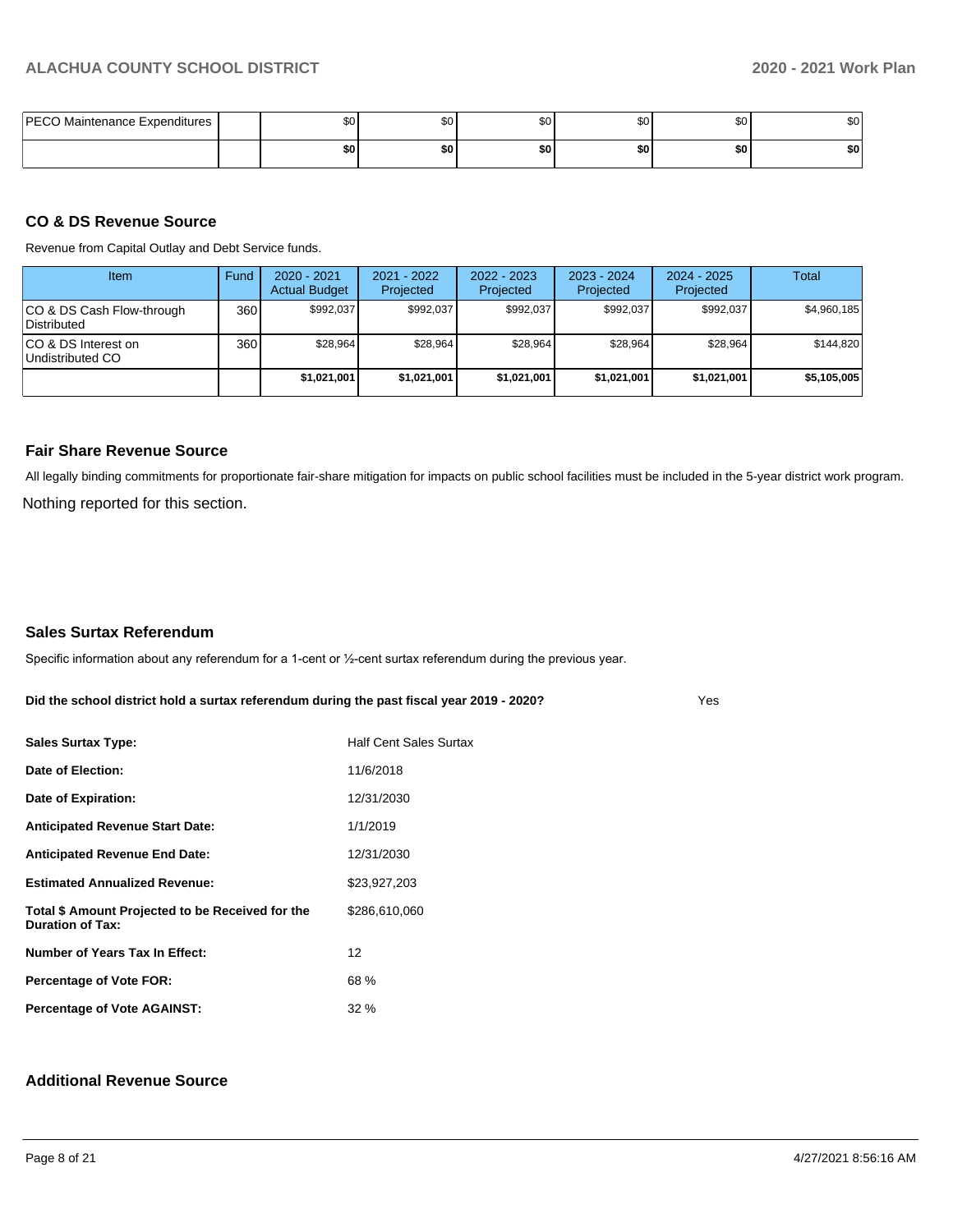| | | | | | | | |
|---|---|---|---|---|---|---|---|
| PECO Maintenance Expenditures | | $0 | $0 | $0 | $0 | $0 | $0 |
| | | **$0** | **$0** | **$0** | **$0** | **$0** | **$0** |

### CO & DS Revenue Source

Revenue from Capital Outlay and Debt Service funds.

| Item | Fund | 2020 - 2021 Actual Budget | 2021 - 2022 Projected | 2022 - 2023 Projected | 2023 - 2024 Projected | 2024 - 2025 Projected | Total |
|---|---|---|---|---|---|---|---|
| CO & DS Cash Flow-through Distributed | 360 | $992,037 | $992,037 | $992,037 | $992,037 | $992,037 | $4,960,185 |
| CO & DS Interest on Undistributed CO | 360 | $28,964 | $28,964 | $28,964 | $28,964 | $28,964 | $144,820 |
| | | **$1,021,001** | **$1,021,001** | **$1,021,001** | **$1,021,001** | **$1,021,001** | **$5,105,005** |

### Fair Share Revenue Source

All legally binding commitments for proportionate fair-share mitigation for impacts on public school facilities must be included in the 5-year district work program.

Nothing reported for this section.

### Sales Surtax Referendum

Specific information about any referendum for a 1-cent or ½-cent surtax referendum during the previous year.

**Did the school district hold a surtax referendum during the past fiscal year 2019 - 2020?** Yes

| | |
|---|---|
| **Sales Surtax Type:** | Half Cent Sales Surtax |
| **Date of Election:** | 11/6/2018 |
| **Date of Expiration:** | 12/31/2030 |
| **Anticipated Revenue Start Date:** | 1/1/2019 |
| **Anticipated Revenue End Date:** | 12/31/2030 |
| **Estimated Annualized Revenue:** | $23,927,203 |
| **Total $ Amount Projected to be Received for the Duration of Tax:** | $286,610,060 |
| **Number of Years Tax In Effect:** | 12 |
| **Percentage of Vote FOR:** | 68 % |
| **Percentage of Vote AGAINST:** | 32 % |

### Additional Revenue Source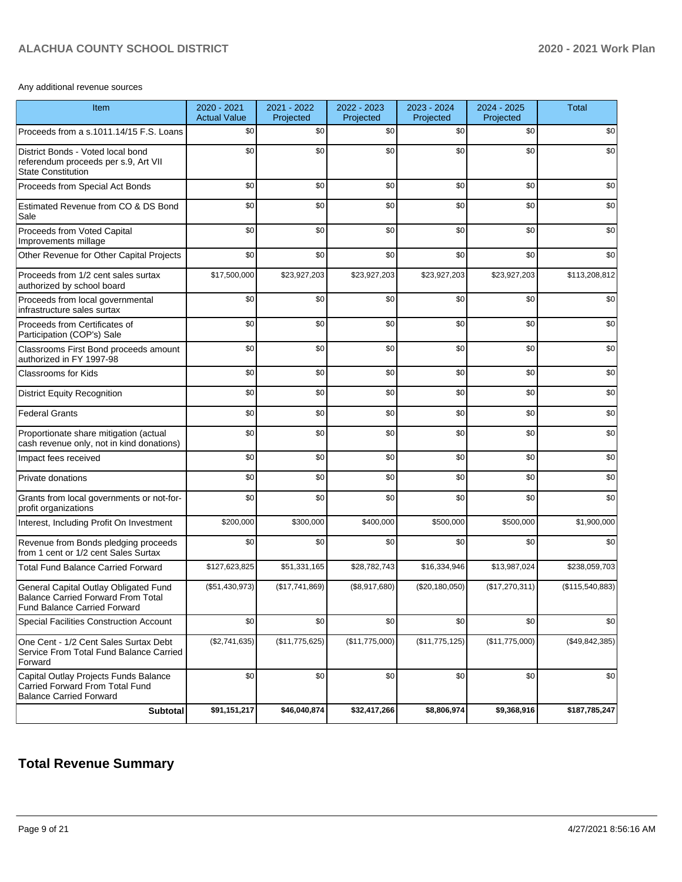Any additional revenue sources

| Item | 2020 - 2021 Actual Value | 2021 - 2022 Projected | 2022 - 2023 Projected | 2023 - 2024 Projected | 2024 - 2025 Projected | Total |
|---|---|---|---|---|---|---|
| Proceeds from a s.1011.14/15 F.S. Loans | $0 | $0 | $0 | $0 | $0 | $0 |
| District Bonds - Voted local bond referendum proceeds per s.9, Art VII State Constitution | $0 | $0 | $0 | $0 | $0 | $0 |
| Proceeds from Special Act Bonds | $0 | $0 | $0 | $0 | $0 | $0 |
| Estimated Revenue from CO & DS Bond Sale | $0 | $0 | $0 | $0 | $0 | $0 |
| Proceeds from Voted Capital Improvements millage | $0 | $0 | $0 | $0 | $0 | $0 |
| Other Revenue for Other Capital Projects | $0 | $0 | $0 | $0 | $0 | $0 |
| Proceeds from 1/2 cent sales surtax authorized by school board | $17,500,000 | $23,927,203 | $23,927,203 | $23,927,203 | $23,927,203 | $113,208,812 |
| Proceeds from local governmental infrastructure sales surtax | $0 | $0 | $0 | $0 | $0 | $0 |
| Proceeds from Certificates of Participation (COP's) Sale | $0 | $0 | $0 | $0 | $0 | $0 |
| Classrooms First Bond proceeds amount authorized in FY 1997-98 | $0 | $0 | $0 | $0 | $0 | $0 |
| Classrooms for Kids | $0 | $0 | $0 | $0 | $0 | $0 |
| District Equity Recognition | $0 | $0 | $0 | $0 | $0 | $0 |
| Federal Grants | $0 | $0 | $0 | $0 | $0 | $0 |
| Proportionate share mitigation (actual cash revenue only, not in kind donations) | $0 | $0 | $0 | $0 | $0 | $0 |
| Impact fees received | $0 | $0 | $0 | $0 | $0 | $0 |
| Private donations | $0 | $0 | $0 | $0 | $0 | $0 |
| Grants from local governments or not-for-profit organizations | $0 | $0 | $0 | $0 | $0 | $0 |
| Interest, Including Profit On Investment | $200,000 | $300,000 | $400,000 | $500,000 | $500,000 | $1,900,000 |
| Revenue from Bonds pledging proceeds from 1 cent or 1/2 cent Sales Surtax | $0 | $0 | $0 | $0 | $0 | $0 |
| Total Fund Balance Carried Forward | $127,623,825 | $51,331,165 | $28,782,743 | $16,334,946 | $13,987,024 | $238,059,703 |
| General Capital Outlay Obligated Fund Balance Carried Forward From Total Fund Balance Carried Forward | ($51,430,973) | ($17,741,869) | ($8,917,680) | ($20,180,050) | ($17,270,311) | ($115,540,883) |
| Special Facilities Construction Account | $0 | $0 | $0 | $0 | $0 | $0 |
| One Cent - 1/2 Cent Sales Surtax Debt Service From Total Fund Balance Carried Forward | ($2,741,635) | ($11,775,625) | ($11,775,000) | ($11,775,125) | ($11,775,000) | ($49,842,385) |
| Capital Outlay Projects Funds Balance Carried Forward From Total Fund Balance Carried Forward | $0 | $0 | $0 | $0 | $0 | $0 |
| **Subtotal** | **$91,151,217** | **$46,040,874** | **$32,417,266** | **$8,806,974** | **$9,368,916** | **$187,785,247** |

# Total Revenue Summary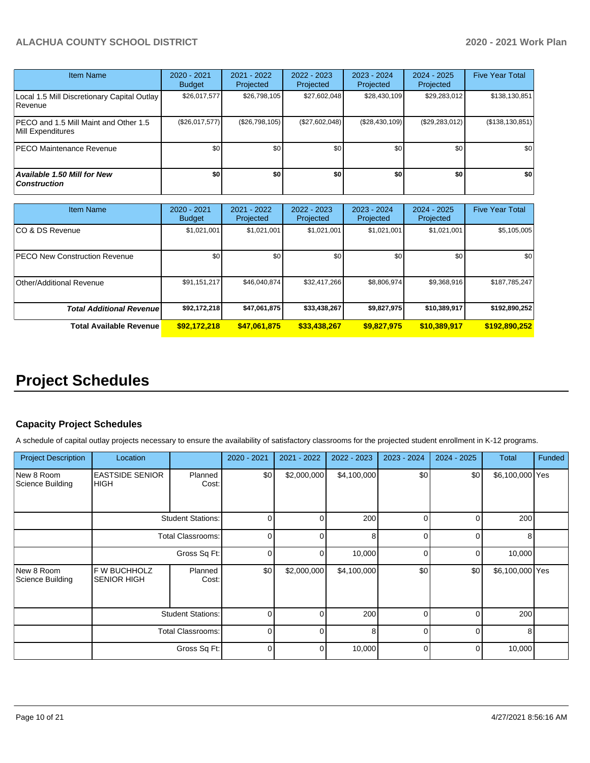| Item Name | 2020 - 2021 Budget | 2021 - 2022 Projected | 2022 - 2023 Projected | 2023 - 2024 Projected | 2024 - 2025 Projected | Five Year Total |
|---|---|---|---|---|---|---|
| Local 1.5 Mill Discretionary Capital Outlay Revenue | $26,017,577 | $26,798,105 | $27,602,048 | $28,430,109 | $29,283,012 | $138,130,851 |
| PECO and 1.5 Mill Maint and Other 1.5 Mill Expenditures | ($26,017,577) | ($26,798,105) | ($27,602,048) | ($28,430,109) | ($29,283,012) | ($138,130,851) |
| PECO Maintenance Revenue | $0 | $0 | $0 | $0 | $0 | $0 |
| ***Available 1.50 Mill for New Construction*** | **$0** | **$0** | **$0** | **$0** | **$0** | **$0** |

| Item Name | 2020 - 2021 Budget | 2021 - 2022 Projected | 2022 - 2023 Projected | 2023 - 2024 Projected | 2024 - 2025 Projected | Five Year Total |
|---|---|---|---|---|---|---|
| CO & DS Revenue | $1,021,001 | $1,021,001 | $1,021,001 | $1,021,001 | $1,021,001 | $5,105,005 |
| PECO New Construction Revenue | $0 | $0 | $0 | $0 | $0 | $0 |
| Other/Additional Revenue | $91,151,217 | $46,040,874 | $32,417,266 | $8,806,974 | $9,368,916 | $187,785,247 |
| ***Total Additional Revenue*** | **$92,172,218** | **$47,061,875** | **$33,438,267** | **$9,827,975** | **$10,389,917** | **$192,890,252** |
| **Total Available Revenue** | **$92,172,218** | **$47,061,875** | **$33,438,267** | **$9,827,975** | **$10,389,917** | **$192,890,252** |

# Project Schedules

### Capacity Project Schedules

A schedule of capital outlay projects necessary to ensure the availability of satisfactory classrooms for the projected student enrollment in K-12 programs.

| Project Description | Location | | 2020 - 2021 | 2021 - 2022 | 2022 - 2023 | 2023 - 2024 | 2024 - 2025 | Total | Funded |
|---|---|---|---|---|---|---|---|---|---|
| New 8 Room Science Building | EASTSIDE SENIOR HIGH | Planned Cost: | $0 | $2,000,000 | $4,100,000 | $0 | $0 | $6,100,000 | Yes |
| | | Student Stations: | 0 | 0 | 200 | 0 | 0 | 200 | |
| | | Total Classrooms: | 0 | 0 | 8 | 0 | 0 | 8 | |
| | | Gross Sq Ft: | 0 | 0 | 10,000 | 0 | 0 | 10,000 | |
| New 8 Room Science Building | F W BUCHHOLZ SENIOR HIGH | Planned Cost: | $0 | $2,000,000 | $4,100,000 | $0 | $0 | $6,100,000 | Yes |
| | | Student Stations: | 0 | 0 | 200 | 0 | 0 | 200 | |
| | | Total Classrooms: | 0 | 0 | 8 | 0 | 0 | 8 | |
| | | Gross Sq Ft: | 0 | 0 | 10,000 | 0 | 0 | 10,000 | |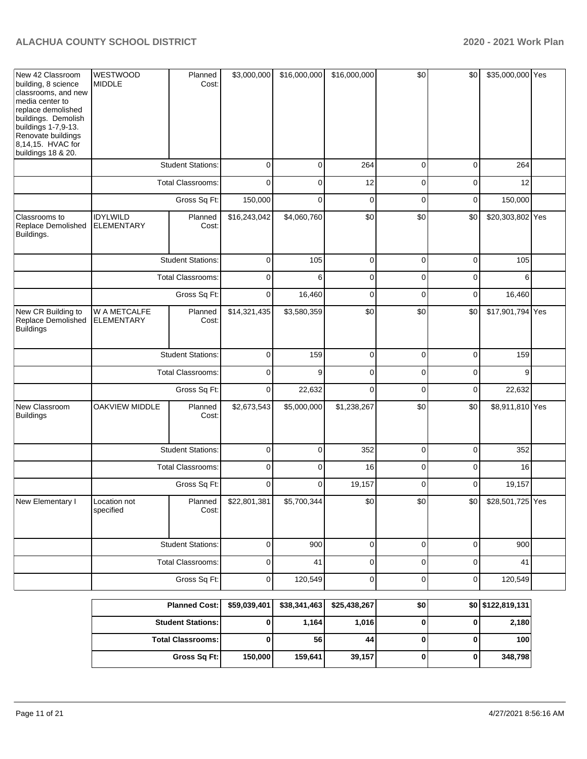| | | | | | | | | | |
|---|---|---|---|---|---|---|---|---|---|
| New 42 Classroom building, 8 science classrooms, and new media center to replace demolished buildings. Demolish buildings 1-7,9-13. Renovate buildings 8,14,15. HVAC for buildings 18 & 20. | WESTWOOD MIDDLE | Planned Cost: | $3,000,000 | $16,000,000 | $16,000,000 | $0 | $0 | $35,000,000 | Yes |
| | | Student Stations: | 0 | 0 | 264 | 0 | 0 | 264 | |
| | | Total Classrooms: | 0 | 0 | 12 | 0 | 0 | 12 | |
| | | Gross Sq Ft: | 150,000 | 0 | 0 | 0 | 0 | 150,000 | |
| Classrooms to Replace Demolished Buildings. | IDYLWILD ELEMENTARY | Planned Cost: | $16,243,042 | $4,060,760 | $0 | $0 | $0 | $20,303,802 | Yes |
| | | Student Stations: | 0 | 105 | 0 | 0 | 0 | 105 | |
| | | Total Classrooms: | 0 | 6 | 0 | 0 | 0 | 6 | |
| | | Gross Sq Ft: | 0 | 16,460 | 0 | 0 | 0 | 16,460 | |
| New CR Building to Replace Demolished Buildings | W A METCALFE ELEMENTARY | Planned Cost: | $14,321,435 | $3,580,359 | $0 | $0 | $0 | $17,901,794 | Yes |
| | | Student Stations: | 0 | 159 | 0 | 0 | 0 | 159 | |
| | | Total Classrooms: | 0 | 9 | 0 | 0 | 0 | 9 | |
| | | Gross Sq Ft: | 0 | 22,632 | 0 | 0 | 0 | 22,632 | |
| New Classroom Buildings | OAKVIEW MIDDLE | Planned Cost: | $2,673,543 | $5,000,000 | $1,238,267 | $0 | $0 | $8,911,810 | Yes |
| | | Student Stations: | 0 | 0 | 352 | 0 | 0 | 352 | |
| | | Total Classrooms: | 0 | 0 | 16 | 0 | 0 | 16 | |
| | | Gross Sq Ft: | 0 | 0 | 19,157 | 0 | 0 | 19,157 | |
| New Elementary I | Location not specified | Planned Cost: | $22,801,381 | $5,700,344 | $0 | $0 | $0 | $28,501,725 | Yes |
| | | Student Stations: | 0 | 900 | 0 | 0 | 0 | 900 | |
| | | Total Classrooms: | 0 | 41 | 0 | 0 | 0 | 41 | |
| | | Gross Sq Ft: | 0 | 120,549 | 0 | 0 | 0 | 120,549 | |

| | | | | | | |
|---|---|---|---|---|---|---|
| **Planned Cost:** | **$59,039,401** | **$38,341,463** | **$25,438,267** | **$0** | **$0** | **$122,819,131** |
| **Student Stations:** | **0** | **1,164** | **1,016** | **0** | **0** | **2,180** |
| **Total Classrooms:** | **0** | **56** | **44** | **0** | **0** | **100** |
| **Gross Sq Ft:** | **150,000** | **159,641** | **39,157** | **0** | **0** | **348,798** |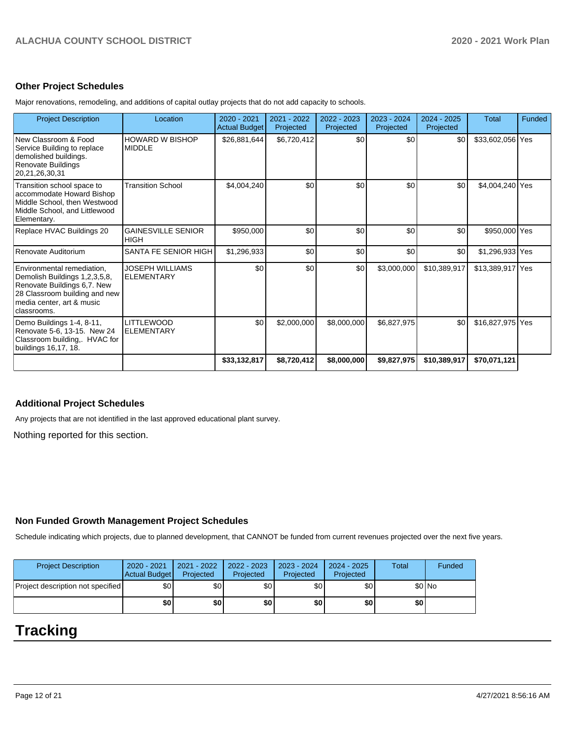## Other Project Schedules

Major renovations, remodeling, and additions of capital outlay projects that do not add capacity to schools.

| Project Description | Location | 2020 - 2021 Actual Budget | 2021 - 2022 Projected | 2022 - 2023 Projected | 2023 - 2024 Projected | 2024 - 2025 Projected | Total | Funded |
|---|---|---|---|---|---|---|---|---|
| New Classroom & Food Service Building to replace demolished buildings. Renovate Buildings 20,21,26,30,31 | HOWARD W BISHOP MIDDLE | $26,881,644 | $6,720,412 | $0 | $0 | $0 | $33,602,056 | Yes |
| Transition school space to accommodate Howard Bishop Middle School, then Westwood Middle School, and Littlewood Elementary. | Transition School | $4,004,240 | $0 | $0 | $0 | $0 | $4,004,240 | Yes |
| Replace HVAC Buildings 20 | GAINESVILLE SENIOR HIGH | $950,000 | $0 | $0 | $0 | $0 | $950,000 | Yes |
| Renovate Auditorium | SANTA FE SENIOR HIGH | $1,296,933 | $0 | $0 | $0 | $0 | $1,296,933 | Yes |
| Environmental remediation, Demolish Buildings 1,2,3,5,8, Renovate Buildings 6,7. New 28 Classroom building and new media center, art & music classrooms. | JOSEPH WILLIAMS ELEMENTARY | $0 | $0 | $0 | $3,000,000 | $10,389,917 | $13,389,917 | Yes |
| Demo Buildings 1-4, 8-11, Renovate 5-6, 13-15. New 24 Classroom building,. HVAC for buildings 16,17, 18. | LITTLEWOOD ELEMENTARY | $0 | $2,000,000 | $8,000,000 | $6,827,975 | $0 | $16,827,975 | Yes |
| | | **$33,132,817** | **$8,720,412** | **$8,000,000** | **$9,827,975** | **$10,389,917** | **$70,071,121** | |

## Additional Project Schedules

Any projects that are not identified in the last approved educational plant survey.

Nothing reported for this section.

## Non Funded Growth Management Project Schedules

Schedule indicating which projects, due to planned development, that CANNOT be funded from current revenues projected over the next five years.

| Project Description | 2020 - 2021 Actual Budget | 2021 - 2022 Projected | 2022 - 2023 Projected | 2023 - 2024 Projected | 2024 - 2025 Projected | Total | Funded |
|---|---|---|---|---|---|---|---|
| Project description not specified | $0 | $0 | $0 | $0 | $0 | $0 | No |
| | **$0** | **$0** | **$0** | **$0** | **$0** | **$0** | |

# Tracking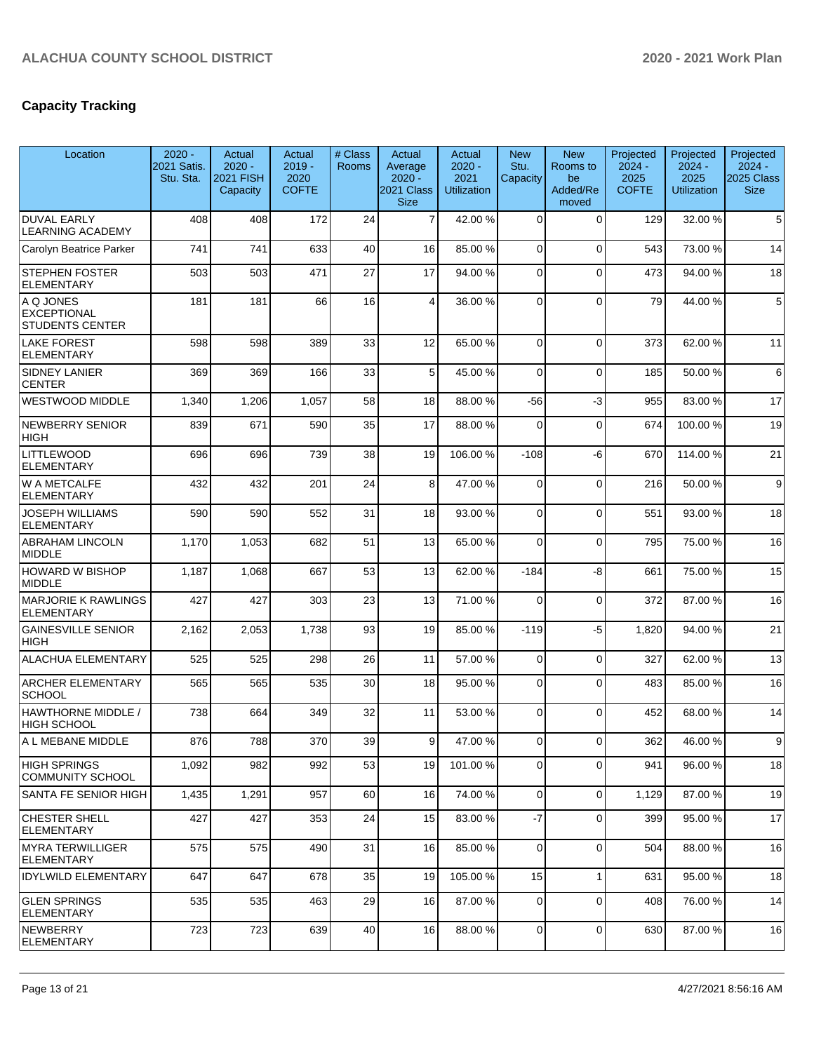## Capacity Tracking

| Location | 2020 - 2021 Satis. Stu. Sta. | Actual 2020 - 2021 FISH Capacity | Actual 2019 - 2020 COFTE | # Class Rooms | Actual Average 2020 - 2021 Class Size | Actual 2020 - 2021 Utilization | New Stu. Capacity | New Rooms to be Added/Removed | Projected 2024 - 2025 COFTE | Projected 2024 - 2025 Utilization | Projected 2024 - 2025 Class Size |
|---|---|---|---|---|---|---|---|---|---|---|---|
| DUVAL EARLY LEARNING ACADEMY | 408 | 408 | 172 | 24 | 7 | 42.00 % | 0 | 0 | 129 | 32.00 % | 5 |
| Carolyn Beatrice Parker | 741 | 741 | 633 | 40 | 16 | 85.00 % | 0 | 0 | 543 | 73.00 % | 14 |
| STEPHEN FOSTER ELEMENTARY | 503 | 503 | 471 | 27 | 17 | 94.00 % | 0 | 0 | 473 | 94.00 % | 18 |
| A Q JONES EXCEPTIONAL STUDENTS CENTER | 181 | 181 | 66 | 16 | 4 | 36.00 % | 0 | 0 | 79 | 44.00 % | 5 |
| LAKE FOREST ELEMENTARY | 598 | 598 | 389 | 33 | 12 | 65.00 % | 0 | 0 | 373 | 62.00 % | 11 |
| SIDNEY LANIER CENTER | 369 | 369 | 166 | 33 | 5 | 45.00 % | 0 | 0 | 185 | 50.00 % | 6 |
| WESTWOOD MIDDLE | 1,340 | 1,206 | 1,057 | 58 | 18 | 88.00 % | -56 | -3 | 955 | 83.00 % | 17 |
| NEWBERRY SENIOR HIGH | 839 | 671 | 590 | 35 | 17 | 88.00 % | 0 | 0 | 674 | 100.00 % | 19 |
| LITTLEWOOD ELEMENTARY | 696 | 696 | 739 | 38 | 19 | 106.00 % | -108 | -6 | 670 | 114.00 % | 21 |
| W A METCALFE ELEMENTARY | 432 | 432 | 201 | 24 | 8 | 47.00 % | 0 | 0 | 216 | 50.00 % | 9 |
| JOSEPH WILLIAMS ELEMENTARY | 590 | 590 | 552 | 31 | 18 | 93.00 % | 0 | 0 | 551 | 93.00 % | 18 |
| ABRAHAM LINCOLN MIDDLE | 1,170 | 1,053 | 682 | 51 | 13 | 65.00 % | 0 | 0 | 795 | 75.00 % | 16 |
| HOWARD W BISHOP MIDDLE | 1,187 | 1,068 | 667 | 53 | 13 | 62.00 % | -184 | -8 | 661 | 75.00 % | 15 |
| MARJORIE K RAWLINGS ELEMENTARY | 427 | 427 | 303 | 23 | 13 | 71.00 % | 0 | 0 | 372 | 87.00 % | 16 |
| GAINESVILLE SENIOR HIGH | 2,162 | 2,053 | 1,738 | 93 | 19 | 85.00 % | -119 | -5 | 1,820 | 94.00 % | 21 |
| ALACHUA ELEMENTARY | 525 | 525 | 298 | 26 | 11 | 57.00 % | 0 | 0 | 327 | 62.00 % | 13 |
| ARCHER ELEMENTARY SCHOOL | 565 | 565 | 535 | 30 | 18 | 95.00 % | 0 | 0 | 483 | 85.00 % | 16 |
| HAWTHORNE MIDDLE / HIGH SCHOOL | 738 | 664 | 349 | 32 | 11 | 53.00 % | 0 | 0 | 452 | 68.00 % | 14 |
| A L MEBANE MIDDLE | 876 | 788 | 370 | 39 | 9 | 47.00 % | 0 | 0 | 362 | 46.00 % | 9 |
| HIGH SPRINGS COMMUNITY SCHOOL | 1,092 | 982 | 992 | 53 | 19 | 101.00 % | 0 | 0 | 941 | 96.00 % | 18 |
| SANTA FE SENIOR HIGH | 1,435 | 1,291 | 957 | 60 | 16 | 74.00 % | 0 | 0 | 1,129 | 87.00 % | 19 |
| CHESTER SHELL ELEMENTARY | 427 | 427 | 353 | 24 | 15 | 83.00 % | -7 | 0 | 399 | 95.00 % | 17 |
| MYRA TERWILLIGER ELEMENTARY | 575 | 575 | 490 | 31 | 16 | 85.00 % | 0 | 0 | 504 | 88.00 % | 16 |
| IDYLWILD ELEMENTARY | 647 | 647 | 678 | 35 | 19 | 105.00 % | 15 | 1 | 631 | 95.00 % | 18 |
| GLEN SPRINGS ELEMENTARY | 535 | 535 | 463 | 29 | 16 | 87.00 % | 0 | 0 | 408 | 76.00 % | 14 |
| NEWBERRY ELEMENTARY | 723 | 723 | 639 | 40 | 16 | 88.00 % | 0 | 0 | 630 | 87.00 % | 16 |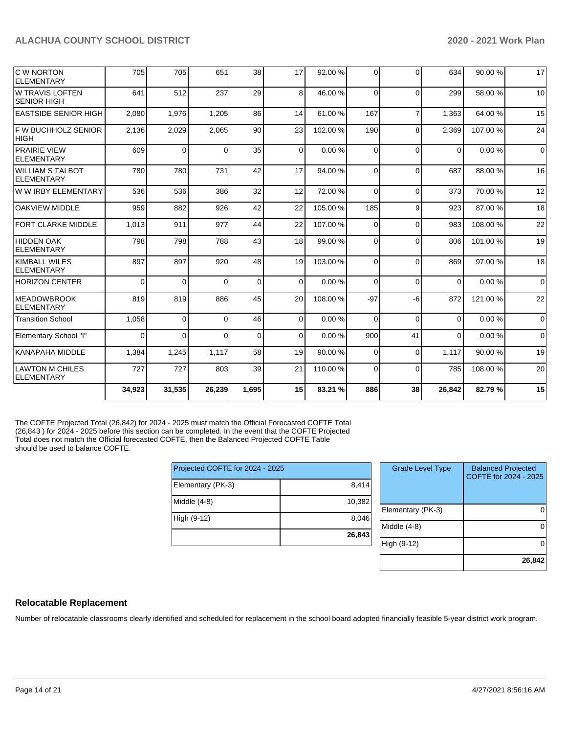| | | | | | | | | | | |
|---|---|---|---|---|---|---|---|---|---|---|
| C W NORTON ELEMENTARY | 705 | 705 | 651 | 38 | 17 | 92.00 % | 0 | 0 | 634 | 90.00 % | 17 |
| W TRAVIS LOFTEN SENIOR HIGH | 641 | 512 | 237 | 29 | 8 | 46.00 % | 0 | 0 | 299 | 58.00 % | 10 |
| EASTSIDE SENIOR HIGH | 2,080 | 1,976 | 1,205 | 86 | 14 | 61.00 % | 167 | 7 | 1,363 | 64.00 % | 15 |
| F W BUCHHOLZ SENIOR HIGH | 2,136 | 2,029 | 2,065 | 90 | 23 | 102.00 % | 190 | 8 | 2,369 | 107.00 % | 24 |
| PRAIRIE VIEW ELEMENTARY | 609 | 0 | 0 | 35 | 0 | 0.00 % | 0 | 0 | 0 | 0.00 % | 0 |
| WILLIAM S TALBOT ELEMENTARY | 780 | 780 | 731 | 42 | 17 | 94.00 % | 0 | 0 | 687 | 88.00 % | 16 |
| W W IRBY ELEMENTARY | 536 | 536 | 386 | 32 | 12 | 72.00 % | 0 | 0 | 373 | 70.00 % | 12 |
| OAKVIEW MIDDLE | 959 | 882 | 926 | 42 | 22 | 105.00 % | 185 | 9 | 923 | 87.00 % | 18 |
| FORT CLARKE MIDDLE | 1,013 | 911 | 977 | 44 | 22 | 107.00 % | 0 | 0 | 983 | 108.00 % | 22 |
| HIDDEN OAK ELEMENTARY | 798 | 798 | 788 | 43 | 18 | 99.00 % | 0 | 0 | 806 | 101.00 % | 19 |
| KIMBALL WILES ELEMENTARY | 897 | 897 | 920 | 48 | 19 | 103.00 % | 0 | 0 | 869 | 97.00 % | 18 |
| HORIZON CENTER | 0 | 0 | 0 | 0 | 0 | 0.00 % | 0 | 0 | 0 | 0.00 % | 0 |
| MEADOWBROOK ELEMENTARY | 819 | 819 | 886 | 45 | 20 | 108.00 % | -97 | -6 | 872 | 121.00 % | 22 |
| Transition School | 1,058 | 0 | 0 | 46 | 0 | 0.00 % | 0 | 0 | 0 | 0.00 % | 0 |
| Elementary School "I" | 0 | 0 | 0 | 0 | 0 | 0.00 % | 900 | 41 | 0 | 0.00 % | 0 |
| KANAPAHA MIDDLE | 1,384 | 1,245 | 1,117 | 58 | 19 | 90.00 % | 0 | 0 | 1,117 | 90.00 % | 19 |
| LAWTON M CHILES ELEMENTARY | 727 | 727 | 803 | 39 | 21 | 110.00 % | 0 | 0 | 785 | 108.00 % | 20 |
| | **34,923** | **31,535** | **26,239** | **1,695** | **15** | **83.21 %** | **886** | **38** | **26,842** | **82.79 %** | **15** |

The COFTE Projected Total (26,842) for 2024 - 2025 must match the Official Forecasted COFTE Total (26,843 ) for 2024 - 2025 before this section can be completed. In the event that the COFTE Projected Total does not match the Official forecasted COFTE, then the Balanced Projected COFTE Table should be used to balance COFTE.

| Projected COFTE for 2024 - 2025 | |
|---|---|
| Elementary (PK-3) | 8,414 |
| Middle (4-8) | 10,382 |
| High (9-12) | 8,046 |
| | **26,843** |

| Grade Level Type | Balanced Projected COFTE for 2024 - 2025 |
|---|---|
| Elementary (PK-3) | 0 |
| Middle (4-8) | 0 |
| High (9-12) | 0 |
| | **26,842** |

## Relocatable Replacement

Number of relocatable classrooms clearly identified and scheduled for replacement in the school board adopted financially feasible 5-year district work program.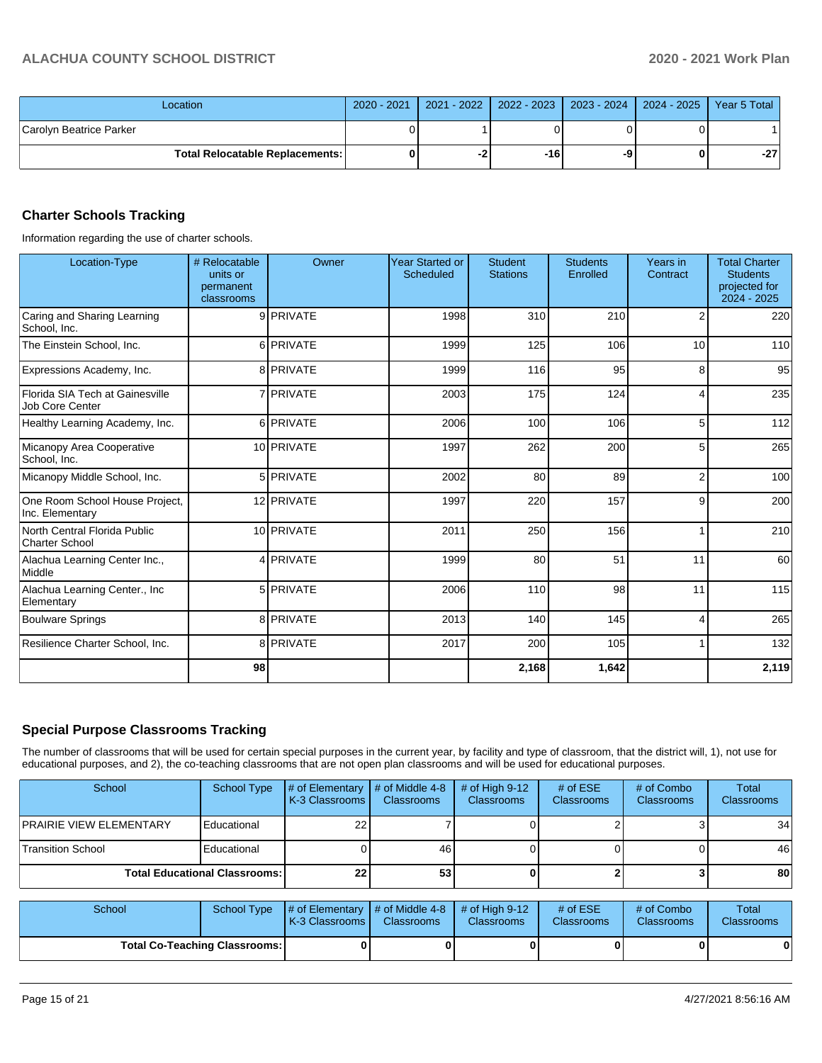| Location | 2020 - 2021 | 2021 - 2022 | 2022 - 2023 | 2023 - 2024 | 2024 - 2025 | Year 5 Total |
|---|---|---|---|---|---|---|
| Carolyn Beatrice Parker | 0 | 1 | 0 | 0 | 0 | 1 |
| **Total Relocatable Replacements:** | **0** | **-2** | **-16** | **-9** | **0** | **-27** |

## Charter Schools Tracking

Information regarding the use of charter schools.

| Location-Type | # Relocatable units or permanent classrooms | Owner | Year Started or Scheduled | Student Stations | Students Enrolled | Years in Contract | Total Charter Students projected for 2024 - 2025 |
|---|---|---|---|---|---|---|---|
| Caring and Sharing Learning School, Inc. | 9 | PRIVATE | 1998 | 310 | 210 | 2 | 220 |
| The Einstein School, Inc. | 6 | PRIVATE | 1999 | 125 | 106 | 10 | 110 |
| Expressions Academy, Inc. | 8 | PRIVATE | 1999 | 116 | 95 | 8 | 95 |
| Florida SIA Tech at Gainesville Job Core Center | 7 | PRIVATE | 2003 | 175 | 124 | 4 | 235 |
| Healthy Learning Academy, Inc. | 6 | PRIVATE | 2006 | 100 | 106 | 5 | 112 |
| Micanopy Area Cooperative School, Inc. | 10 | PRIVATE | 1997 | 262 | 200 | 5 | 265 |
| Micanopy Middle School, Inc. | 5 | PRIVATE | 2002 | 80 | 89 | 2 | 100 |
| One Room School House Project, Inc. Elementary | 12 | PRIVATE | 1997 | 220 | 157 | 9 | 200 |
| North Central Florida Public Charter School | 10 | PRIVATE | 2011 | 250 | 156 | 1 | 210 |
| Alachua Learning Center Inc., Middle | 4 | PRIVATE | 1999 | 80 | 51 | 11 | 60 |
| Alachua Learning Center., Inc Elementary | 5 | PRIVATE | 2006 | 110 | 98 | 11 | 115 |
| Boulware Springs | 8 | PRIVATE | 2013 | 140 | 145 | 4 | 265 |
| Resilience Charter School, Inc. | 8 | PRIVATE | 2017 | 200 | 105 | 1 | 132 |
| | **98** | | | **2,168** | **1,642** | | **2,119** |

## Special Purpose Classrooms Tracking

The number of classrooms that will be used for certain special purposes in the current year, by facility and type of classroom, that the district will, 1), not use for educational purposes, and 2), the co-teaching classrooms that are not open plan classrooms and will be used for educational purposes.

| School | School Type | # of Elementary K-3 Classrooms | # of Middle 4-8 Classrooms | # of High 9-12 Classrooms | # of ESE Classrooms | # of Combo Classrooms | Total Classrooms |
|---|---|---|---|---|---|---|---|
| PRAIRIE VIEW ELEMENTARY | Educational | 22 | 7 | 0 | 2 | 3 | 34 |
| Transition School | Educational | 0 | 46 | 0 | 0 | 0 | 46 |
| **Total Educational Classrooms:** | | **22** | **53** | **0** | **2** | **3** | **80** |

| School | School Type | # of Elementary K-3 Classrooms | # of Middle 4-8 Classrooms | # of High 9-12 Classrooms | # of ESE Classrooms | # of Combo Classrooms | Total Classrooms |
|---|---|---|---|---|---|---|---|
| **Total Co-Teaching Classrooms:** | | **0** | **0** | **0** | **0** | **0** | **0** |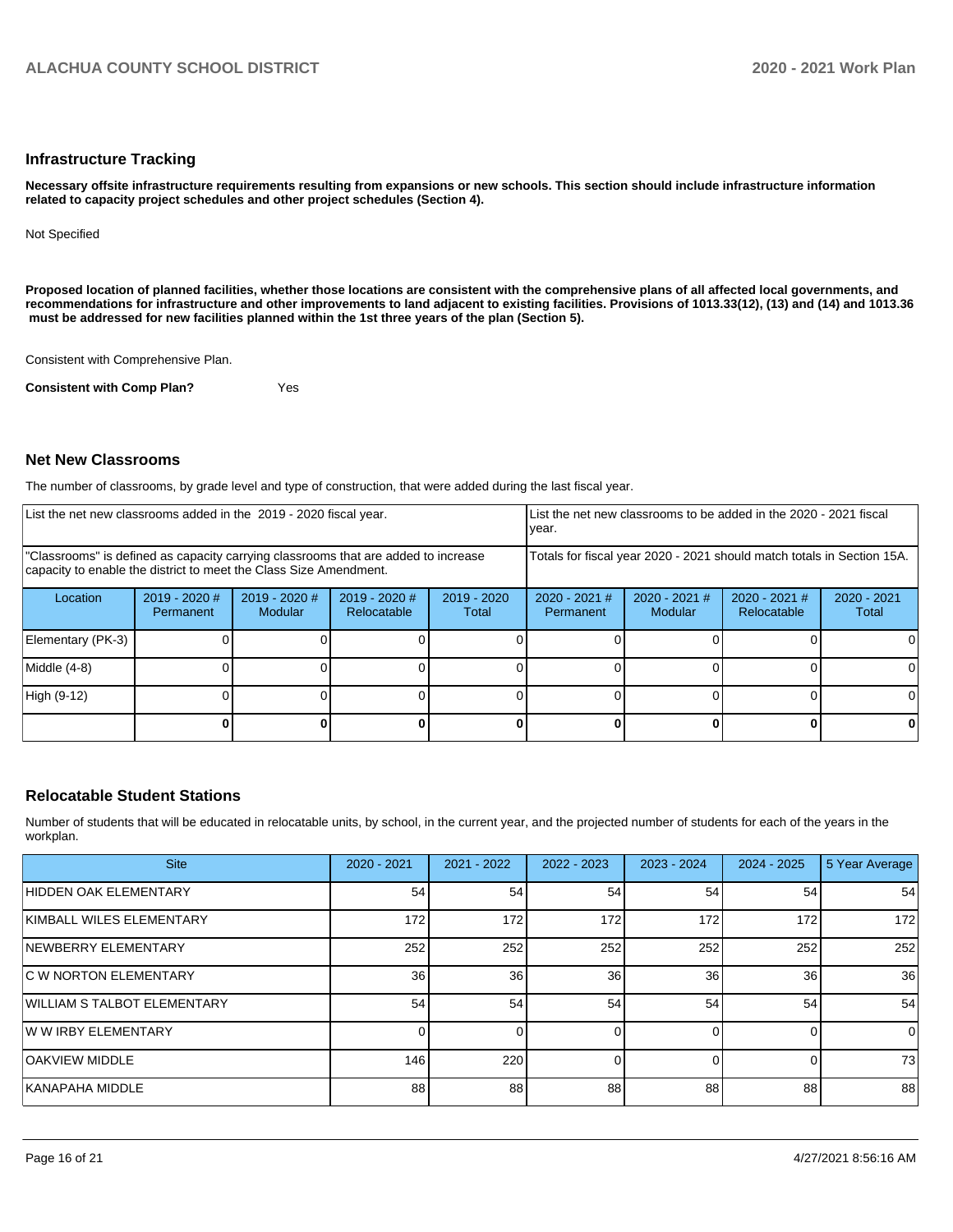## Infrastructure Tracking

**Necessary offsite infrastructure requirements resulting from expansions or new schools. This section should include infrastructure information related to capacity project schedules and other project schedules (Section 4).**

Not Specified

**Proposed location of planned facilities, whether those locations are consistent with the comprehensive plans of all affected local governments, and recommendations for infrastructure and other improvements to land adjacent to existing facilities. Provisions of 1013.33(12), (13) and (14) and 1013.36 must be addressed for new facilities planned within the 1st three years of the plan (Section 5).**

Consistent with Comprehensive Plan.

**Consistent with Comp Plan?** Yes

## Net New Classrooms

The number of classrooms, by grade level and type of construction, that were added during the last fiscal year.

| List the net new classrooms added in the 2019 - 2020 fiscal year. "Classrooms" is defined as capacity carrying classrooms that are added to increase capacity to enable the district to meet the Class Size Amendment. | | | | | List the net new classrooms to be added in the 2020 - 2021 fiscal year. Totals for fiscal year 2020 - 2021 should match totals in Section 15A. | | | |
|---|---|---|---|---|---|---|---|---|
| Location | 2019 - 2020 # Permanent | 2019 - 2020 # Modular | 2019 - 2020 # Relocatable | 2019 - 2020 Total | 2020 - 2021 # Permanent | 2020 - 2021 # Modular | 2020 - 2021 # Relocatable | 2020 - 2021 Total |
| Elementary (PK-3) | 0 | 0 | 0 | 0 | 0 | 0 | 0 | 0 |
| Middle (4-8) | 0 | 0 | 0 | 0 | 0 | 0 | 0 | 0 |
| High (9-12) | 0 | 0 | 0 | 0 | 0 | 0 | 0 | 0 |
| | **0** | **0** | **0** | **0** | **0** | **0** | **0** | **0** |

## Relocatable Student Stations

Number of students that will be educated in relocatable units, by school, in the current year, and the projected number of students for each of the years in the workplan.

| Site | 2020 - 2021 | 2021 - 2022 | 2022 - 2023 | 2023 - 2024 | 2024 - 2025 | 5 Year Average |
|---|---|---|---|---|---|---|
| HIDDEN OAK ELEMENTARY | 54 | 54 | 54 | 54 | 54 | 54 |
| KIMBALL WILES ELEMENTARY | 172 | 172 | 172 | 172 | 172 | 172 |
| NEWBERRY ELEMENTARY | 252 | 252 | 252 | 252 | 252 | 252 |
| C W NORTON ELEMENTARY | 36 | 36 | 36 | 36 | 36 | 36 |
| WILLIAM S TALBOT ELEMENTARY | 54 | 54 | 54 | 54 | 54 | 54 |
| W W IRBY ELEMENTARY | 0 | 0 | 0 | 0 | 0 | 0 |
| OAKVIEW MIDDLE | 146 | 220 | 0 | 0 | 0 | 73 |
| KANAPAHA MIDDLE | 88 | 88 | 88 | 88 | 88 | 88 |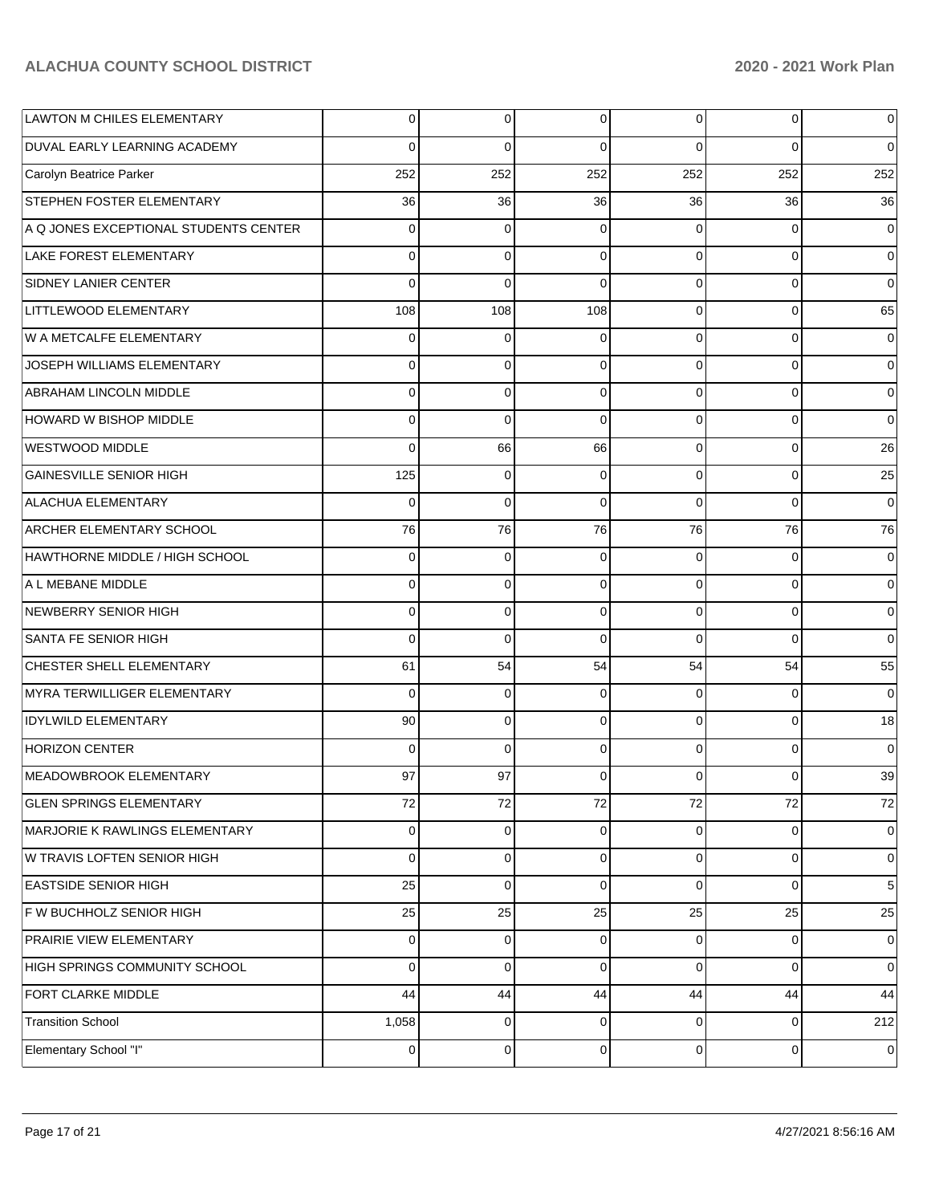| | | | | | | |
|---|---|---|---|---|---|---|
| LAWTON M CHILES ELEMENTARY | 0 | 0 | 0 | 0 | 0 | 0 |
| DUVAL EARLY LEARNING ACADEMY | 0 | 0 | 0 | 0 | 0 | 0 |
| Carolyn Beatrice Parker | 252 | 252 | 252 | 252 | 252 | 252 |
| STEPHEN FOSTER ELEMENTARY | 36 | 36 | 36 | 36 | 36 | 36 |
| A Q JONES EXCEPTIONAL STUDENTS CENTER | 0 | 0 | 0 | 0 | 0 | 0 |
| LAKE FOREST ELEMENTARY | 0 | 0 | 0 | 0 | 0 | 0 |
| SIDNEY LANIER CENTER | 0 | 0 | 0 | 0 | 0 | 0 |
| LITTLEWOOD ELEMENTARY | 108 | 108 | 108 | 0 | 0 | 65 |
| W A METCALFE ELEMENTARY | 0 | 0 | 0 | 0 | 0 | 0 |
| JOSEPH WILLIAMS ELEMENTARY | 0 | 0 | 0 | 0 | 0 | 0 |
| ABRAHAM LINCOLN MIDDLE | 0 | 0 | 0 | 0 | 0 | 0 |
| HOWARD W BISHOP MIDDLE | 0 | 0 | 0 | 0 | 0 | 0 |
| WESTWOOD MIDDLE | 0 | 66 | 66 | 0 | 0 | 26 |
| GAINESVILLE SENIOR HIGH | 125 | 0 | 0 | 0 | 0 | 25 |
| ALACHUA ELEMENTARY | 0 | 0 | 0 | 0 | 0 | 0 |
| ARCHER ELEMENTARY SCHOOL | 76 | 76 | 76 | 76 | 76 | 76 |
| HAWTHORNE MIDDLE / HIGH SCHOOL | 0 | 0 | 0 | 0 | 0 | 0 |
| A L MEBANE MIDDLE | 0 | 0 | 0 | 0 | 0 | 0 |
| NEWBERRY SENIOR HIGH | 0 | 0 | 0 | 0 | 0 | 0 |
| SANTA FE SENIOR HIGH | 0 | 0 | 0 | 0 | 0 | 0 |
| CHESTER SHELL ELEMENTARY | 61 | 54 | 54 | 54 | 54 | 55 |
| MYRA TERWILLIGER ELEMENTARY | 0 | 0 | 0 | 0 | 0 | 0 |
| IDYLWILD ELEMENTARY | 90 | 0 | 0 | 0 | 0 | 18 |
| HORIZON CENTER | 0 | 0 | 0 | 0 | 0 | 0 |
| MEADOWBROOK ELEMENTARY | 97 | 97 | 0 | 0 | 0 | 39 |
| GLEN SPRINGS ELEMENTARY | 72 | 72 | 72 | 72 | 72 | 72 |
| MARJORIE K RAWLINGS ELEMENTARY | 0 | 0 | 0 | 0 | 0 | 0 |
| W TRAVIS LOFTEN SENIOR HIGH | 0 | 0 | 0 | 0 | 0 | 0 |
| EASTSIDE SENIOR HIGH | 25 | 0 | 0 | 0 | 0 | 5 |
| F W BUCHHOLZ SENIOR HIGH | 25 | 25 | 25 | 25 | 25 | 25 |
| PRAIRIE VIEW ELEMENTARY | 0 | 0 | 0 | 0 | 0 | 0 |
| HIGH SPRINGS COMMUNITY SCHOOL | 0 | 0 | 0 | 0 | 0 | 0 |
| FORT CLARKE MIDDLE | 44 | 44 | 44 | 44 | 44 | 44 |
| Transition School | 1,058 | 0 | 0 | 0 | 0 | 212 |
| Elementary School "I" | 0 | 0 | 0 | 0 | 0 | 0 |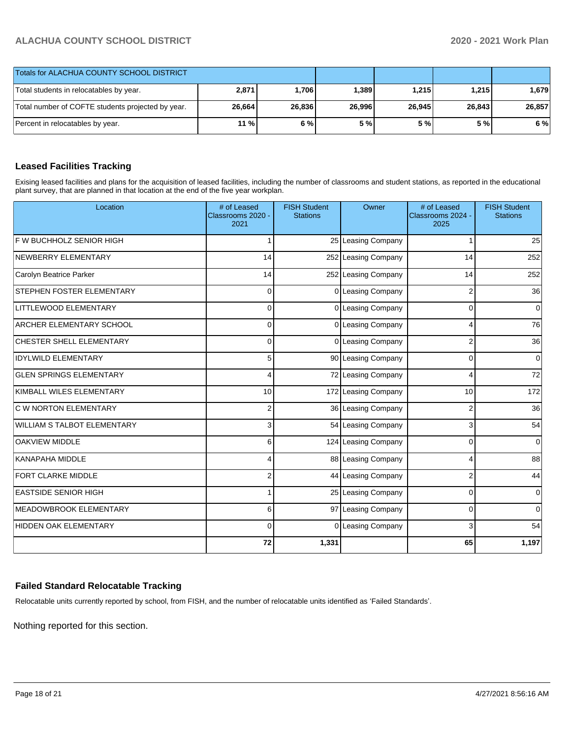| Totals for ALACHUA COUNTY SCHOOL DISTRICT | | | | | | |
|---|---|---|---|---|---|---|
| Total students in relocatables by year. | **2,871** | **1,706** | **1,389** | **1,215** | **1,215** | **1,679** |
| Total number of COFTE students projected by year. | **26,664** | **26,836** | **26,996** | **26,945** | **26,843** | **26,857** |
| Percent in relocatables by year. | **11 %** | **6 %** | **5 %** | **5 %** | **5 %** | **6 %** |

### Leased Facilities Tracking

Exising leased facilities and plans for the acquisition of leased facilities, including the number of classrooms and student stations, as reported in the educational plant survey, that are planned in that location at the end of the five year workplan.

| Location | # of Leased Classrooms 2020 - 2021 | FISH Student Stations | Owner | # of Leased Classrooms 2024 - 2025 | FISH Student Stations |
|---|---|---|---|---|---|
| F W BUCHHOLZ SENIOR HIGH | 1 | 25 | Leasing Company | 1 | 25 |
| NEWBERRY ELEMENTARY | 14 | 252 | Leasing Company | 14 | 252 |
| Carolyn Beatrice Parker | 14 | 252 | Leasing Company | 14 | 252 |
| STEPHEN FOSTER ELEMENTARY | 0 | 0 | Leasing Company | 2 | 36 |
| LITTLEWOOD ELEMENTARY | 0 | 0 | Leasing Company | 0 | 0 |
| ARCHER ELEMENTARY SCHOOL | 0 | 0 | Leasing Company | 4 | 76 |
| CHESTER SHELL ELEMENTARY | 0 | 0 | Leasing Company | 2 | 36 |
| IDYLWILD ELEMENTARY | 5 | 90 | Leasing Company | 0 | 0 |
| GLEN SPRINGS ELEMENTARY | 4 | 72 | Leasing Company | 4 | 72 |
| KIMBALL WILES ELEMENTARY | 10 | 172 | Leasing Company | 10 | 172 |
| C W NORTON ELEMENTARY | 2 | 36 | Leasing Company | 2 | 36 |
| WILLIAM S TALBOT ELEMENTARY | 3 | 54 | Leasing Company | 3 | 54 |
| OAKVIEW MIDDLE | 6 | 124 | Leasing Company | 0 | 0 |
| KANAPAHA MIDDLE | 4 | 88 | Leasing Company | 4 | 88 |
| FORT CLARKE MIDDLE | 2 | 44 | Leasing Company | 2 | 44 |
| EASTSIDE SENIOR HIGH | 1 | 25 | Leasing Company | 0 | 0 |
| MEADOWBROOK ELEMENTARY | 6 | 97 | Leasing Company | 0 | 0 |
| HIDDEN OAK ELEMENTARY | 0 | 0 | Leasing Company | 3 | 54 |
| | **72** | **1,331** | | **65** | **1,197** |

### Failed Standard Relocatable Tracking

Relocatable units currently reported by school, from FISH, and the number of relocatable units identified as 'Failed Standards'.

Nothing reported for this section.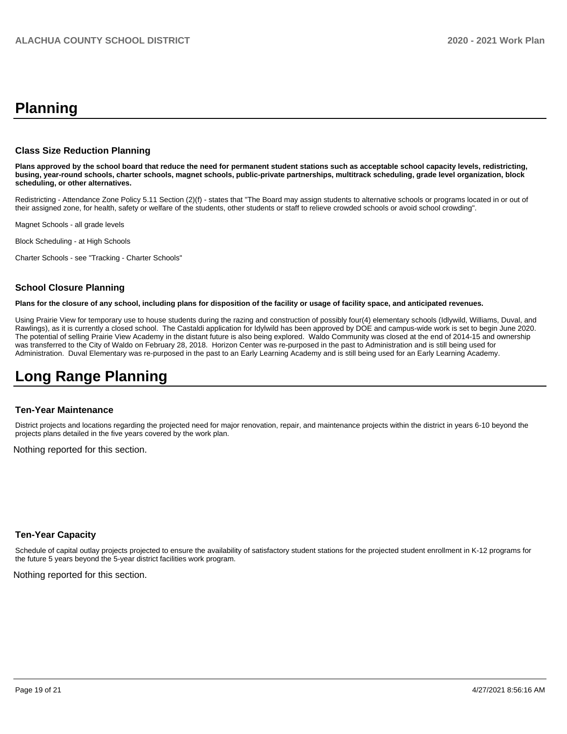# Planning

### Class Size Reduction Planning

**Plans approved by the school board that reduce the need for permanent student stations such as acceptable school capacity levels, redistricting, busing, year-round schools, charter schools, magnet schools, public-private partnerships, multitrack scheduling, grade level organization, block scheduling, or other alternatives.**

Redistricting - Attendance Zone Policy 5.11 Section (2)(f) - states that "The Board may assign students to alternative schools or programs located in or out of their assigned zone, for health, safety or welfare of the students, other students or staff to relieve crowded schools or avoid school crowding".

Magnet Schools - all grade levels

Block Scheduling - at High Schools

Charter Schools - see "Tracking - Charter Schools"

### School Closure Planning

**Plans for the closure of any school, including plans for disposition of the facility or usage of facility space, and anticipated revenues.**

Using Prairie View for temporary use to house students during the razing and construction of possibly four(4) elementary schools (Idlywild, Williams, Duval, and Rawlings), as it is currently a closed school. The Castaldi application for Idylwild has been approved by DOE and campus-wide work is set to begin June 2020. The potential of selling Prairie View Academy in the distant future is also being explored. Waldo Community was closed at the end of 2014-15 and ownership was transferred to the City of Waldo on February 28, 2018. Horizon Center was re-purposed in the past to Administration and is still being used for Administration. Duval Elementary was re-purposed in the past to an Early Learning Academy and is still being used for an Early Learning Academy.

# Long Range Planning

### Ten-Year Maintenance

District projects and locations regarding the projected need for major renovation, repair, and maintenance projects within the district in years 6-10 beyond the projects plans detailed in the five years covered by the work plan.

Nothing reported for this section.

### Ten-Year Capacity

Schedule of capital outlay projects projected to ensure the availability of satisfactory student stations for the projected student enrollment in K-12 programs for the future 5 years beyond the 5-year district facilities work program.

Nothing reported for this section.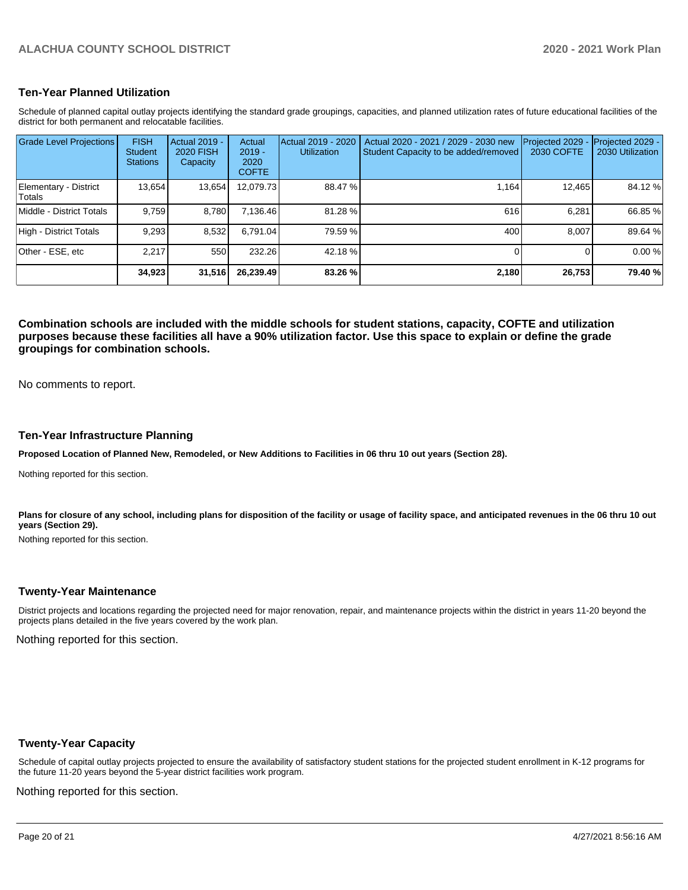## Ten-Year Planned Utilization

Schedule of planned capital outlay projects identifying the standard grade groupings, capacities, and planned utilization rates of future educational facilities of the district for both permanent and relocatable facilities.

| Grade Level Projections | FISH Student Stations | Actual 2019 - 2020 FISH Capacity | Actual 2019 - 2020 COFTE | Actual 2019 - 2020 Utilization | Actual 2020 - 2021 / 2029 - 2030 new Student Capacity to be added/removed | Projected 2029 - 2030 COFTE | Projected 2029 - 2030 Utilization |
|---|---|---|---|---|---|---|---|
| Elementary - District Totals | 13,654 | 13,654 | 12,079.73 | 88.47 % | 1,164 | 12,465 | 84.12 % |
| Middle - District Totals | 9,759 | 8,780 | 7,136.46 | 81.28 % | 616 | 6,281 | 66.85 % |
| High - District Totals | 9,293 | 8,532 | 6,791.04 | 79.59 % | 400 | 8,007 | 89.64 % |
| Other - ESE, etc | 2,217 | 550 | 232.26 | 42.18 % | 0 | 0 | 0.00 % |
| | **34,923** | **31,516** | **26,239.49** | **83.26 %** | **2,180** | **26,753** | **79.40 %** |

**Combination schools are included with the middle schools for student stations, capacity, COFTE and utilization purposes because these facilities all have a 90% utilization factor. Use this space to explain or define the grade groupings for combination schools.**

No comments to report.

## Ten-Year Infrastructure Planning

**Proposed Location of Planned New, Remodeled, or New Additions to Facilities in 06 thru 10 out years (Section 28).**

Nothing reported for this section.

**Plans for closure of any school, including plans for disposition of the facility or usage of facility space, and anticipated revenues in the 06 thru 10 out years (Section 29).**

Nothing reported for this section.

## Twenty-Year Maintenance

District projects and locations regarding the projected need for major renovation, repair, and maintenance projects within the district in years 11-20 beyond the projects plans detailed in the five years covered by the work plan.

Nothing reported for this section.

## Twenty-Year Capacity

Schedule of capital outlay projects projected to ensure the availability of satisfactory student stations for the projected student enrollment in K-12 programs for the future 11-20 years beyond the 5-year district facilities work program.

Nothing reported for this section.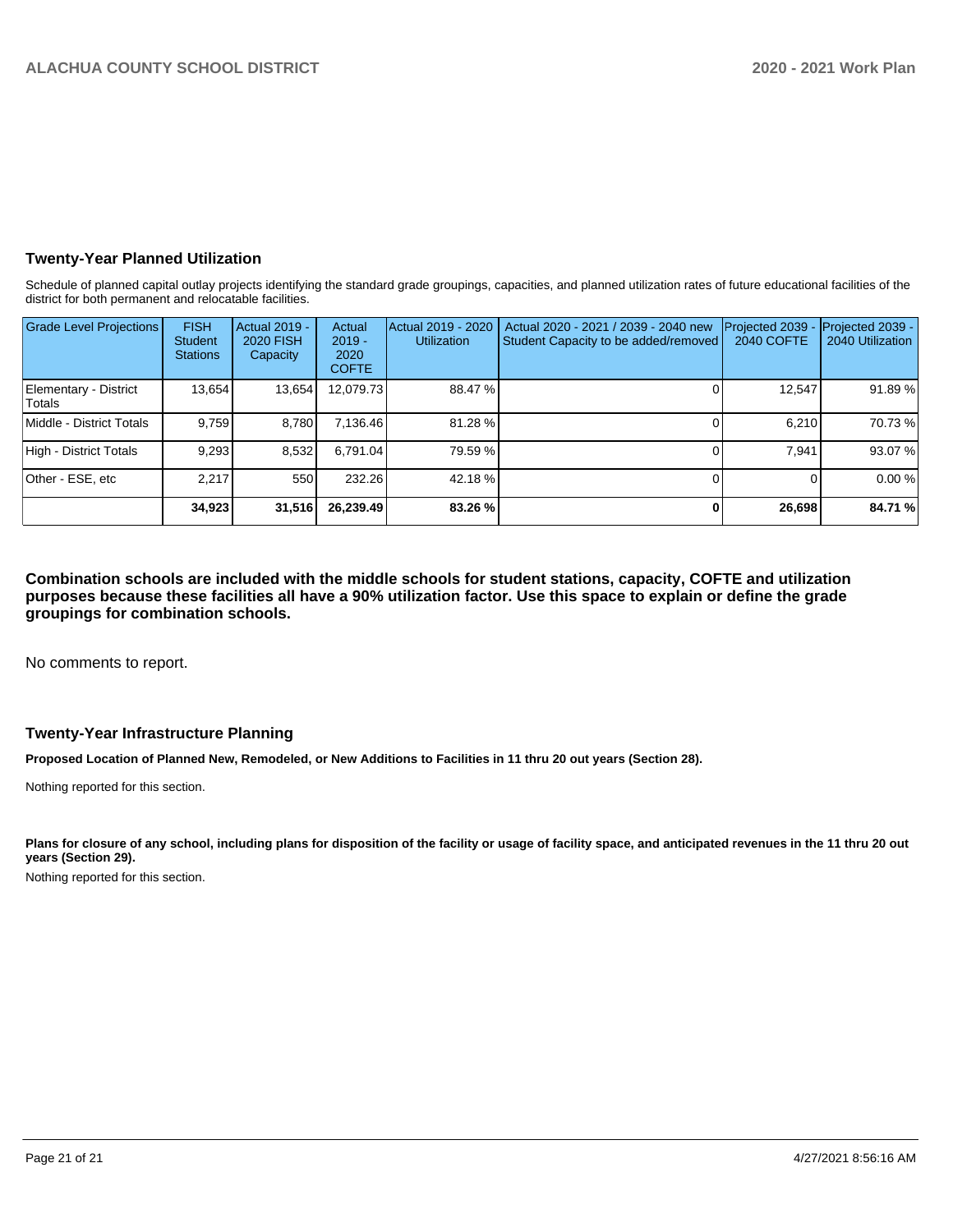## Twenty-Year Planned Utilization

Schedule of planned capital outlay projects identifying the standard grade groupings, capacities, and planned utilization rates of future educational facilities of the district for both permanent and relocatable facilities.

| Grade Level Projections | FISH Student Stations | Actual 2019 - 2020 FISH Capacity | Actual 2019 - 2020 COFTE | Actual 2019 - 2020 Utilization | Actual 2020 - 2021 / 2039 - 2040 new Student Capacity to be added/removed | Projected 2039 - 2040 COFTE | Projected 2039 - 2040 Utilization |
|---|---|---|---|---|---|---|---|
| Elementary - District Totals | 13,654 | 13,654 | 12,079.73 | 88.47 % | 0 | 12,547 | 91.89 % |
| Middle - District Totals | 9,759 | 8,780 | 7,136.46 | 81.28 % | 0 | 6,210 | 70.73 % |
| High - District Totals | 9,293 | 8,532 | 6,791.04 | 79.59 % | 0 | 7,941 | 93.07 % |
| Other - ESE, etc | 2,217 | 550 | 232.26 | 42.18 % | 0 | 0 | 0.00 % |
| | **34,923** | **31,516** | **26,239.49** | **83.26 %** | **0** | **26,698** | **84.71 %** |

**Combination schools are included with the middle schools for student stations, capacity, COFTE and utilization purposes because these facilities all have a 90% utilization factor. Use this space to explain or define the grade groupings for combination schools.**

No comments to report.

## Twenty-Year Infrastructure Planning

**Proposed Location of Planned New, Remodeled, or New Additions to Facilities in 11 thru 20 out years (Section 28).**

Nothing reported for this section.

**Plans for closure of any school, including plans for disposition of the facility or usage of facility space, and anticipated revenues in the 11 thru 20 out years (Section 29).**

Nothing reported for this section.